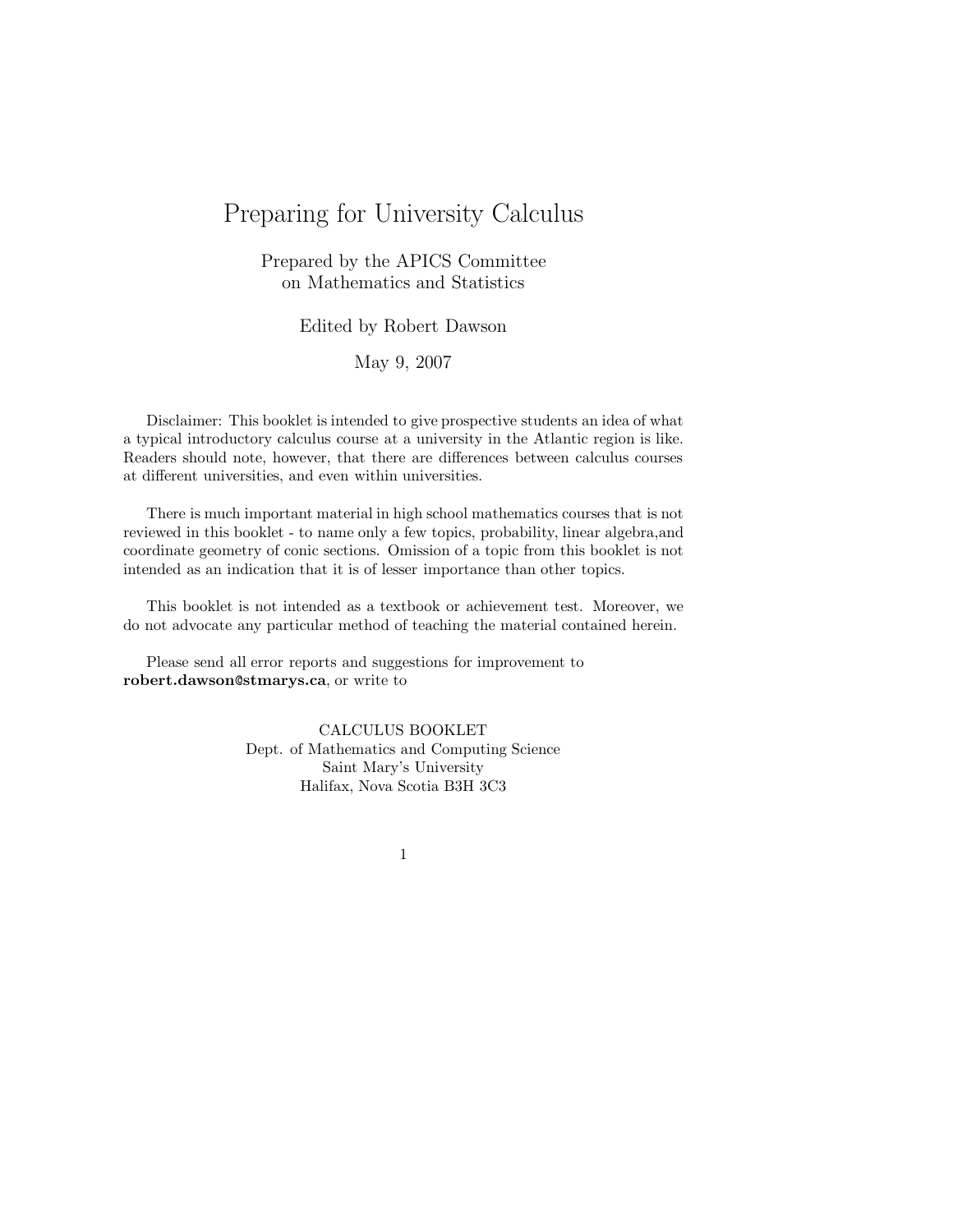# Preparing for University Calculus

Prepared by the APICS Committee
on Mathematics and Statistics

Edited by Robert Dawson

May 9, 2007

Disclaimer: This booklet is intended to give prospective students an idea of what a typical introductory calculus course at a university in the Atlantic region is like. Readers should note, however, that there are differences between calculus courses at different universities, and even within universities.

There is much important material in high school mathematics courses that is not reviewed in this booklet - to name only a few topics, probability, linear algebra,and coordinate geometry of conic sections. Omission of a topic from this booklet is not intended as an indication that it is of lesser importance than other topics.

This booklet is not intended as a textbook or achievement test. Moreover, we do not advocate any particular method of teaching the material contained herein.

Please send all error reports and suggestions for improvement to **robert.dawson@stmarys.ca**, or write to

CALCULUS BOOKLET
Dept. of Mathematics and Computing Science
Saint Mary's University
Halifax, Nova Scotia B3H 3C3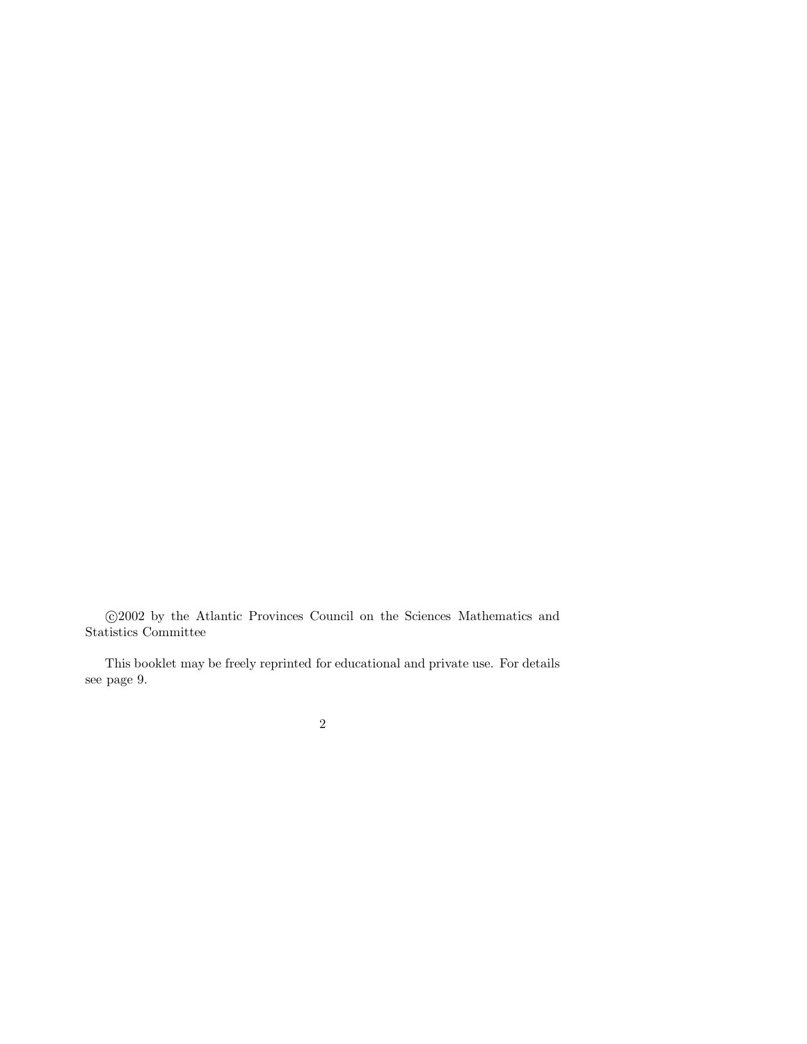©2002 by the Atlantic Provinces Council on the Sciences Mathematics and Statistics Committee

This booklet may be freely reprinted for educational and private use. For details see page 9.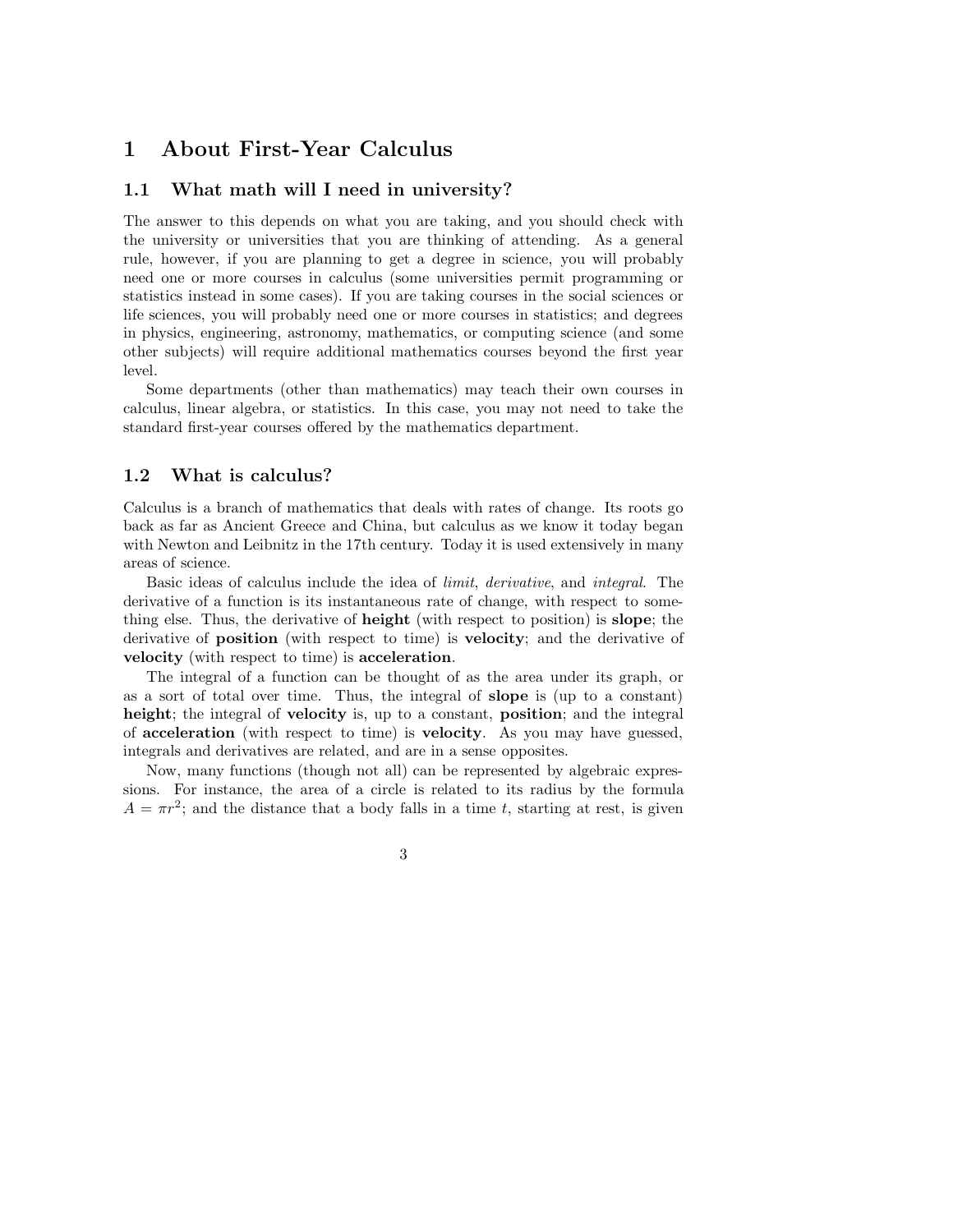# 1 About First-Year Calculus

## 1.1 What math will I need in university?

The answer to this depends on what you are taking, and you should check with the university or universities that you are thinking of attending. As a general rule, however, if you are planning to get a degree in science, you will probably need one or more courses in calculus (some universities permit programming or statistics instead in some cases). If you are taking courses in the social sciences or life sciences, you will probably need one or more courses in statistics; and degrees in physics, engineering, astronomy, mathematics, or computing science (and some other subjects) will require additional mathematics courses beyond the first year level.

Some departments (other than mathematics) may teach their own courses in calculus, linear algebra, or statistics. In this case, you may not need to take the standard first-year courses offered by the mathematics department.

## 1.2 What is calculus?

Calculus is a branch of mathematics that deals with rates of change. Its roots go back as far as Ancient Greece and China, but calculus as we know it today began with Newton and Leibnitz in the 17th century. Today it is used extensively in many areas of science.

Basic ideas of calculus include the idea of *limit*, *derivative*, and *integral*. The derivative of a function is its instantaneous rate of change, with respect to something else. Thus, the derivative of **height** (with respect to position) is **slope**; the derivative of **position** (with respect to time) is **velocity**; and the derivative of **velocity** (with respect to time) is **acceleration**.

The integral of a function can be thought of as the area under its graph, or as a sort of total over time. Thus, the integral of **slope** is (up to a constant) **height**; the integral of **velocity** is, up to a constant, **position**; and the integral of **acceleration** (with respect to time) is **velocity**. As you may have guessed, integrals and derivatives are related, and are in a sense opposites.

Now, many functions (though not all) can be represented by algebraic expressions. For instance, the area of a circle is related to its radius by the formula $A = \pi r^2$; and the distance that a body falls in a time $t$, starting at rest, is given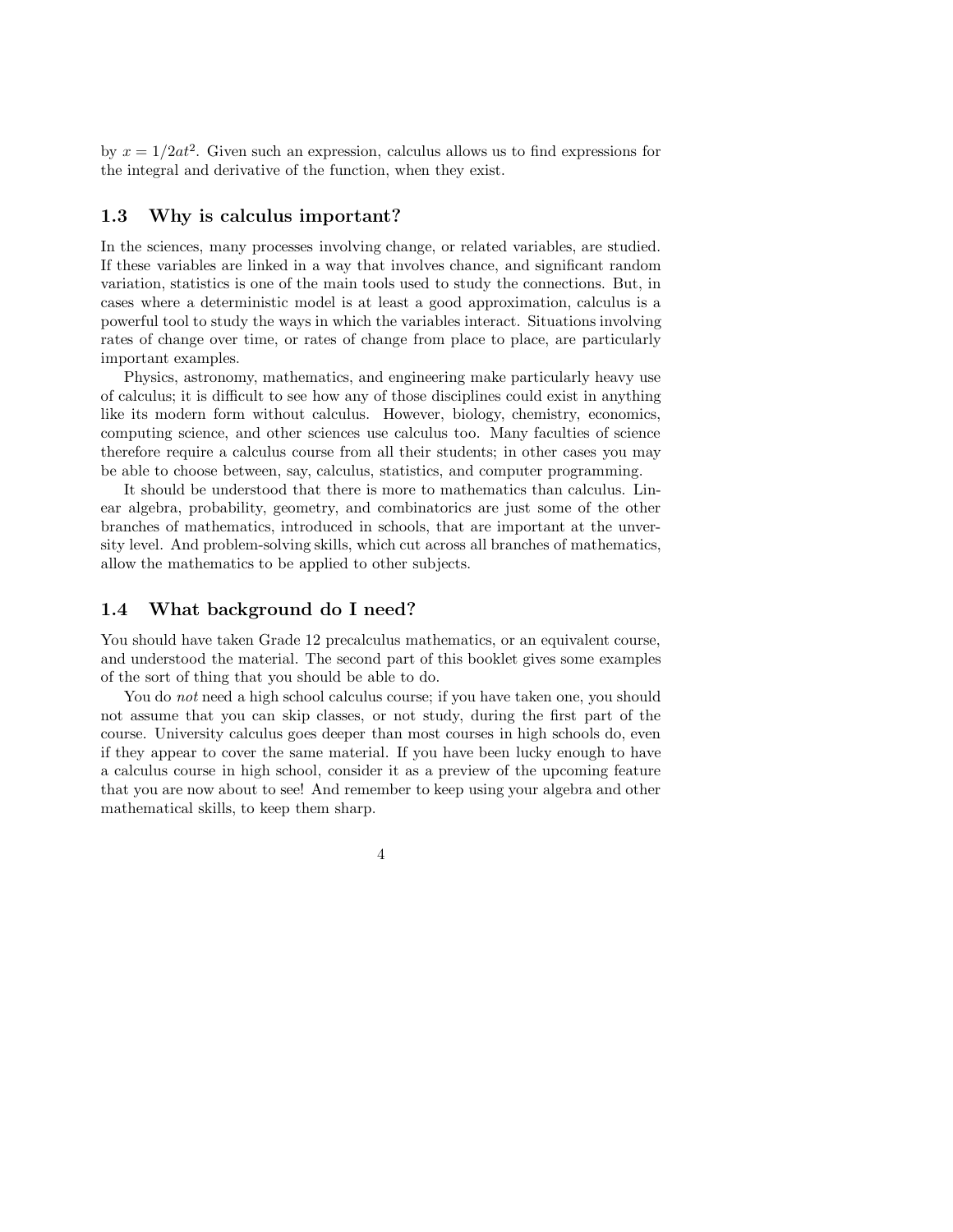by $x = 1/2at^2$. Given such an expression, calculus allows us to find expressions for the integral and derivative of the function, when they exist.

## 1.3 Why is calculus important?

In the sciences, many processes involving change, or related variables, are studied. If these variables are linked in a way that involves chance, and significant random variation, statistics is one of the main tools used to study the connections. But, in cases where a deterministic model is at least a good approximation, calculus is a powerful tool to study the ways in which the variables interact. Situations involving rates of change over time, or rates of change from place to place, are particularly important examples.

Physics, astronomy, mathematics, and engineering make particularly heavy use of calculus; it is difficult to see how any of those disciplines could exist in anything like its modern form without calculus. However, biology, chemistry, economics, computing science, and other sciences use calculus too. Many faculties of science therefore require a calculus course from all their students; in other cases you may be able to choose between, say, calculus, statistics, and computer programming.

It should be understood that there is more to mathematics than calculus. Linear algebra, probability, geometry, and combinatorics are just some of the other branches of mathematics, introduced in schools, that are important at the unversity level. And problem-solving skills, which cut across all branches of mathematics, allow the mathematics to be applied to other subjects.

## 1.4 What background do I need?

You should have taken Grade 12 precalculus mathematics, or an equivalent course, and understood the material. The second part of this booklet gives some examples of the sort of thing that you should be able to do.

You do *not* need a high school calculus course; if you have taken one, you should not assume that you can skip classes, or not study, during the first part of the course. University calculus goes deeper than most courses in high schools do, even if they appear to cover the same material. If you have been lucky enough to have a calculus course in high school, consider it as a preview of the upcoming feature that you are now about to see! And remember to keep using your algebra and other mathematical skills, to keep them sharp.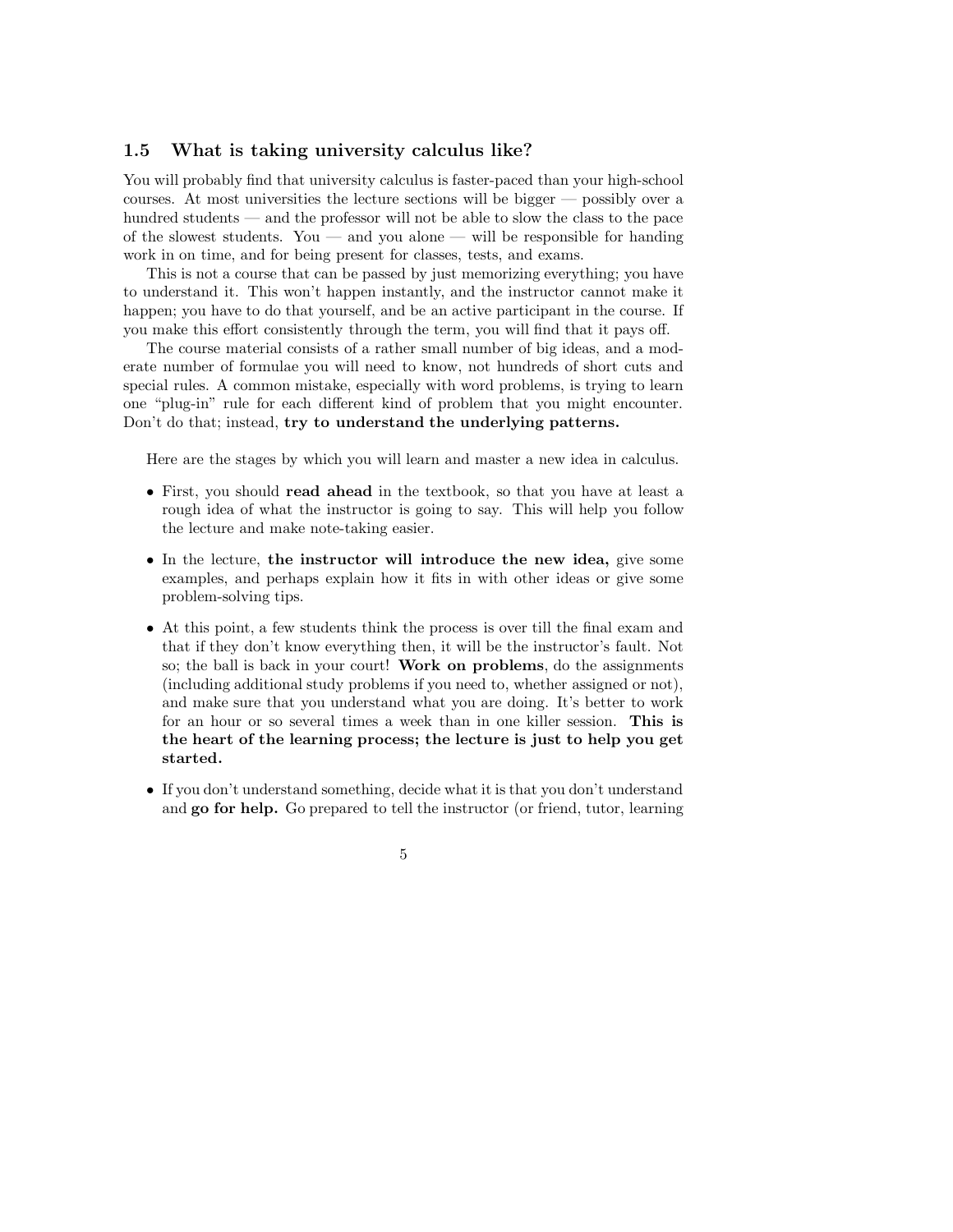## 1.5 What is taking university calculus like?

You will probably find that university calculus is faster-paced than your high-school courses. At most universities the lecture sections will be bigger — possibly over a hundred students — and the professor will not be able to slow the class to the pace of the slowest students. You — and you alone — will be responsible for handing work in on time, and for being present for classes, tests, and exams.

This is not a course that can be passed by just memorizing everything; you have to understand it. This won't happen instantly, and the instructor cannot make it happen; you have to do that yourself, and be an active participant in the course. If you make this effort consistently through the term, you will find that it pays off.

The course material consists of a rather small number of big ideas, and a moderate number of formulae you will need to know, not hundreds of short cuts and special rules. A common mistake, especially with word problems, is trying to learn one "plug-in" rule for each different kind of problem that you might encounter. Don't do that; instead, **try to understand the underlying patterns.**

Here are the stages by which you will learn and master a new idea in calculus.

- First, you should **read ahead** in the textbook, so that you have at least a rough idea of what the instructor is going to say. This will help you follow the lecture and make note-taking easier.
- In the lecture, **the instructor will introduce the new idea,** give some examples, and perhaps explain how it fits in with other ideas or give some problem-solving tips.
- At this point, a few students think the process is over till the final exam and that if they don't know everything then, it will be the instructor's fault. Not so; the ball is back in your court! **Work on problems**, do the assignments (including additional study problems if you need to, whether assigned or not), and make sure that you understand what you are doing. It's better to work for an hour or so several times a week than in one killer session. **This is the heart of the learning process; the lecture is just to help you get started.**
- If you don't understand something, decide what it is that you don't understand and **go for help.** Go prepared to tell the instructor (or friend, tutor, learning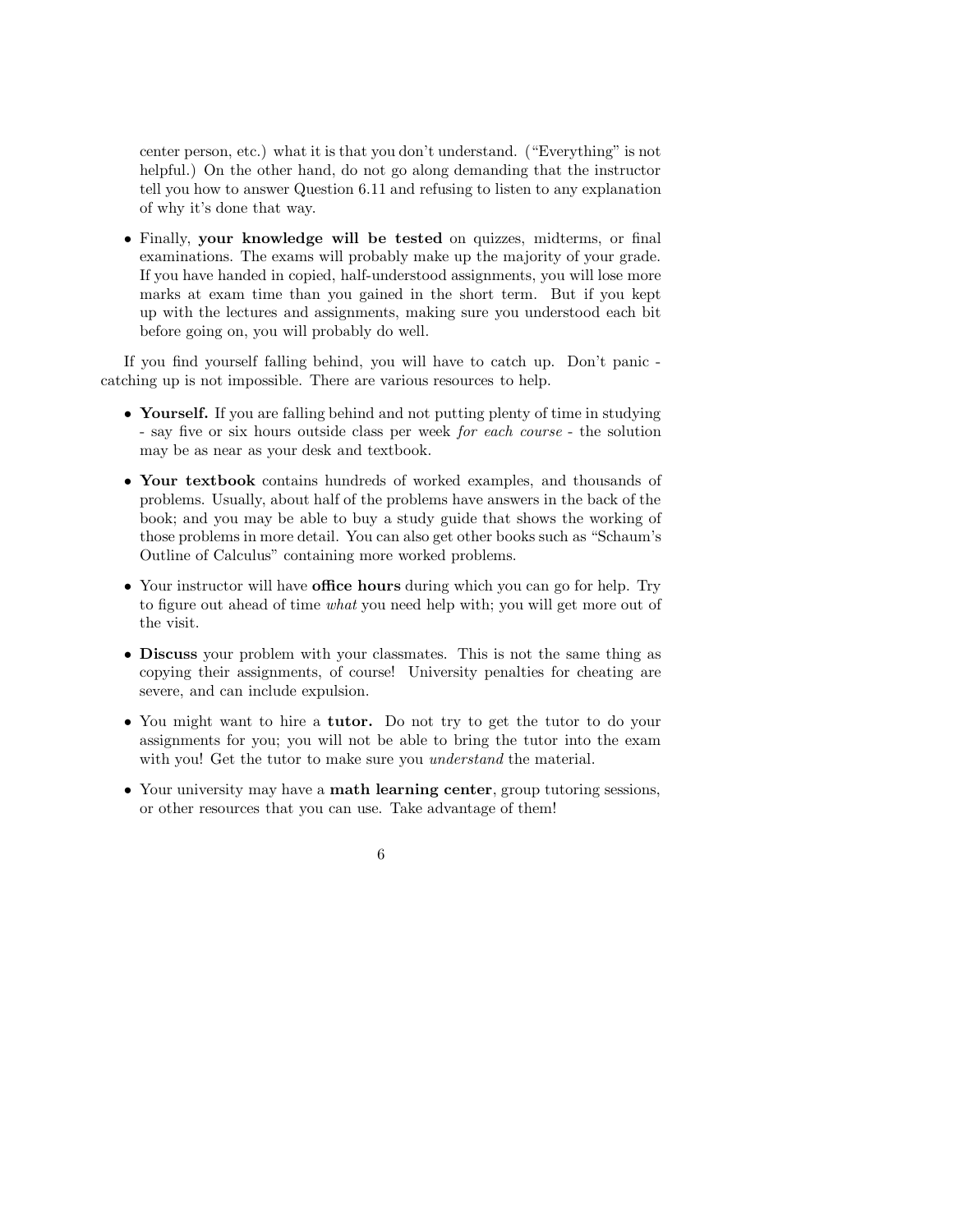center person, etc.) what it is that you don't understand. ("Everything" is not helpful.) On the other hand, do not go along demanding that the instructor tell you how to answer Question 6.11 and refusing to listen to any explanation of why it's done that way.

- Finally, **your knowledge will be tested** on quizzes, midterms, or final examinations. The exams will probably make up the majority of your grade. If you have handed in copied, half-understood assignments, you will lose more marks at exam time than you gained in the short term. But if you kept up with the lectures and assignments, making sure you understood each bit before going on, you will probably do well.

If you find yourself falling behind, you will have to catch up. Don't panic - catching up is not impossible. There are various resources to help.

- **Yourself.** If you are falling behind and not putting plenty of time in studying - say five or six hours outside class per week *for each course* - the solution may be as near as your desk and textbook.
- **Your textbook** contains hundreds of worked examples, and thousands of problems. Usually, about half of the problems have answers in the back of the book; and you may be able to buy a study guide that shows the working of those problems in more detail. You can also get other books such as "Schaum's Outline of Calculus" containing more worked problems.
- Your instructor will have **office hours** during which you can go for help. Try to figure out ahead of time *what* you need help with; you will get more out of the visit.
- **Discuss** your problem with your classmates. This is not the same thing as copying their assignments, of course! University penalties for cheating are severe, and can include expulsion.
- You might want to hire a **tutor.** Do not try to get the tutor to do your assignments for you; you will not be able to bring the tutor into the exam with you! Get the tutor to make sure you *understand* the material.
- Your university may have a **math learning center**, group tutoring sessions, or other resources that you can use. Take advantage of them!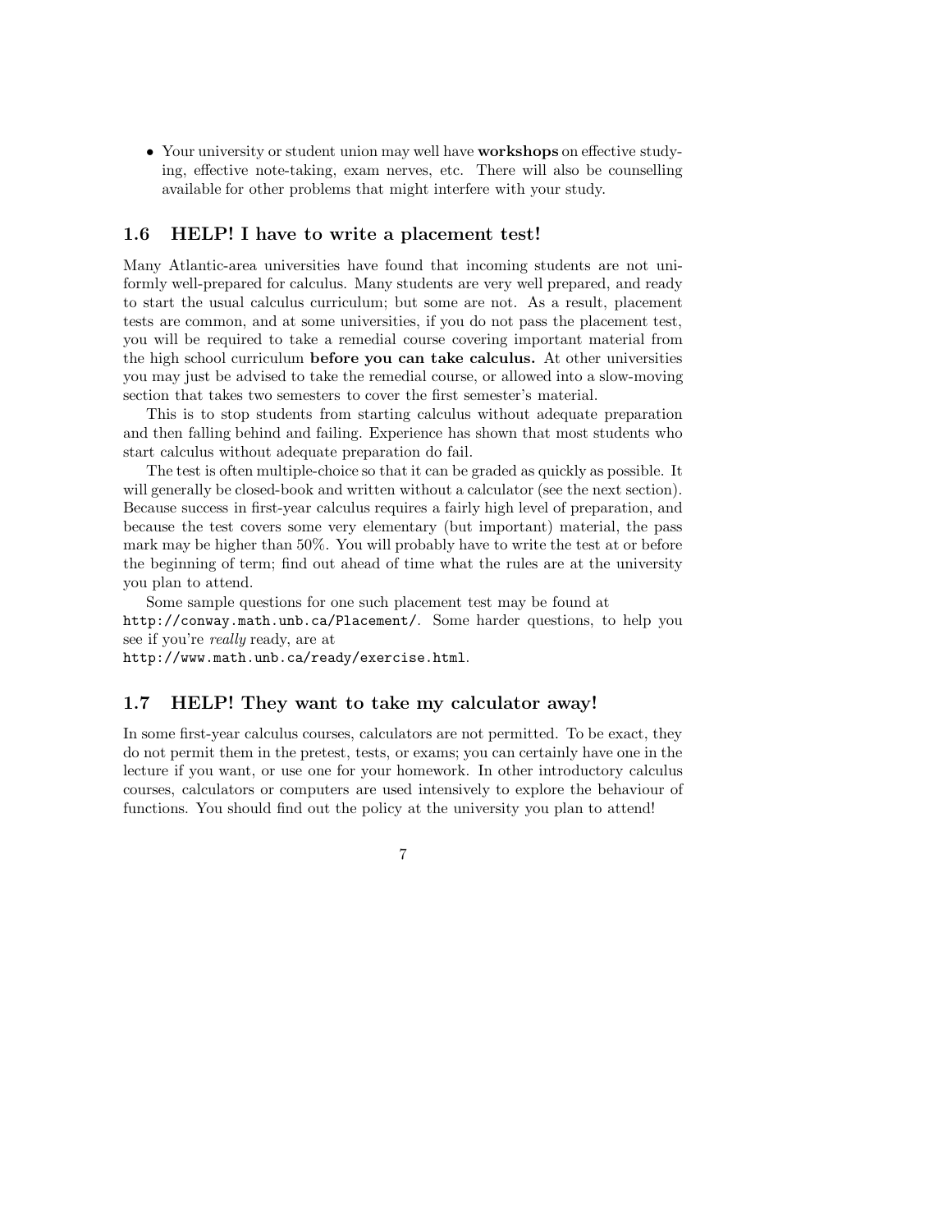- Your university or student union may well have **workshops** on effective studying, effective note-taking, exam nerves, etc. There will also be counselling available for other problems that might interfere with your study.

## 1.6 HELP! I have to write a placement test!

Many Atlantic-area universities have found that incoming students are not uniformly well-prepared for calculus. Many students are very well prepared, and ready to start the usual calculus curriculum; but some are not. As a result, placement tests are common, and at some universities, if you do not pass the placement test, you will be required to take a remedial course covering important material from the high school curriculum **before you can take calculus.** At other universities you may just be advised to take the remedial course, or allowed into a slow-moving section that takes two semesters to cover the first semester's material.

This is to stop students from starting calculus without adequate preparation and then falling behind and failing. Experience has shown that most students who start calculus without adequate preparation do fail.

The test is often multiple-choice so that it can be graded as quickly as possible. It will generally be closed-book and written without a calculator (see the next section). Because success in first-year calculus requires a fairly high level of preparation, and because the test covers some very elementary (but important) material, the pass mark may be higher than 50%. You will probably have to write the test at or before the beginning of term; find out ahead of time what the rules are at the university you plan to attend.

Some sample questions for one such placement test may be found at `http://conway.math.unb.ca/Placement/`. Some harder questions, to help you see if you're *really* ready, are at `http://www.math.unb.ca/ready/exercise.html`.

## 1.7 HELP! They want to take my calculator away!

In some first-year calculus courses, calculators are not permitted. To be exact, they do not permit them in the pretest, tests, or exams; you can certainly have one in the lecture if you want, or use one for your homework. In other introductory calculus courses, calculators or computers are used intensively to explore the behaviour of functions. You should find out the policy at the university you plan to attend!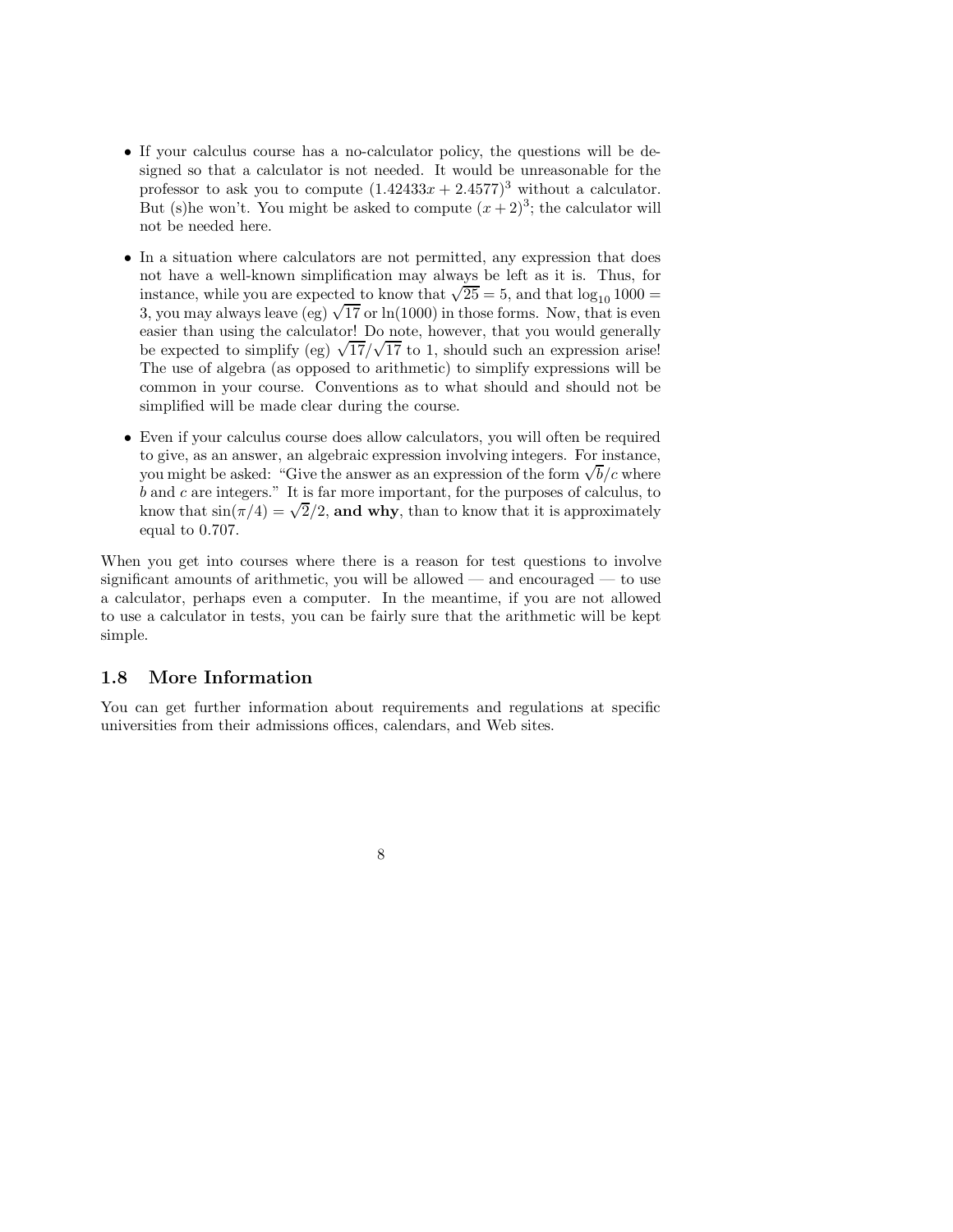- If your calculus course has a no-calculator policy, the questions will be designed so that a calculator is not needed. It would be unreasonable for the professor to ask you to compute $(1.42433x + 2.4577)^3$ without a calculator. But (s)he won't. You might be asked to compute $(x + 2)^3$; the calculator will not be needed here.

- In a situation where calculators are not permitted, any expression that does not have a well-known simplification may always be left as it is. Thus, for instance, while you are expected to know that $\sqrt{25} = 5$, and that $\log_{10} 1000 = 3$, you may always leave (eg) $\sqrt{17}$ or $\ln(1000)$ in those forms. Now, that is even easier than using the calculator! Do note, however, that you would generally be expected to simplify (eg) $\sqrt{17}/\sqrt{17}$ to 1, should such an expression arise! The use of algebra (as opposed to arithmetic) to simplify expressions will be common in your course. Conventions as to what should and should not be simplified will be made clear during the course.

- Even if your calculus course does allow calculators, you will often be required to give, as an answer, an algebraic expression involving integers. For instance, you might be asked: "Give the answer as an expression of the form $\sqrt{b}/c$ where $b$ and $c$ are integers." It is far more important, for the purposes of calculus, to know that $\sin(\pi/4) = \sqrt{2}/2$, **and why**, than to know that it is approximately equal to 0.707.

When you get into courses where there is a reason for test questions to involve significant amounts of arithmetic, you will be allowed — and encouraged — to use a calculator, perhaps even a computer. In the meantime, if you are not allowed to use a calculator in tests, you can be fairly sure that the arithmetic will be kept simple.

## 1.8 More Information

You can get further information about requirements and regulations at specific universities from their admissions offices, calendars, and Web sites.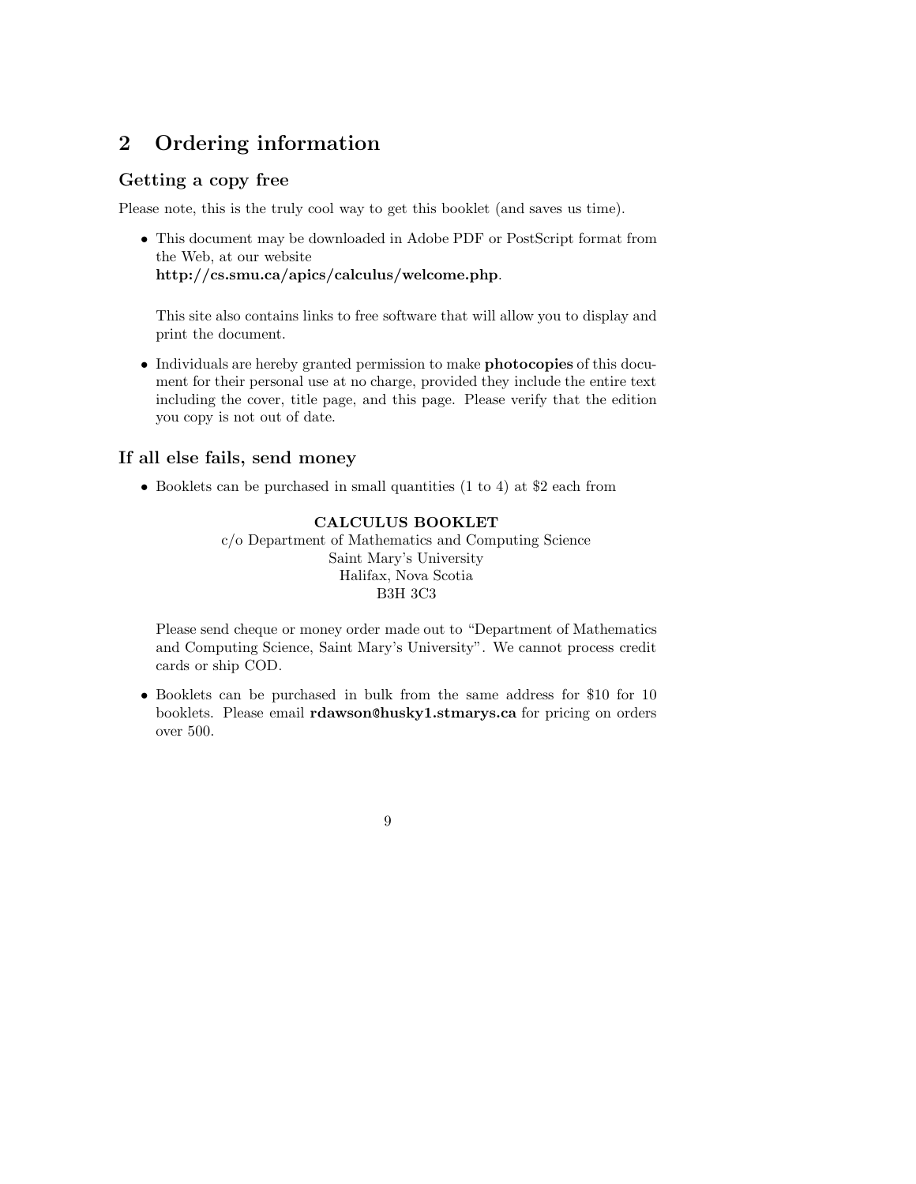## 2 Ordering information

### Getting a copy free

Please note, this is the truly cool way to get this booklet (and saves us time).

- This document may be downloaded in Adobe PDF or PostScript format from the Web, at our website
  **http://cs.smu.ca/apics/calculus/welcome.php**.

  This site also contains links to free software that will allow you to display and print the document.

- Individuals are hereby granted permission to make **photocopies** of this document for their personal use at no charge, provided they include the entire text including the cover, title page, and this page. Please verify that the edition you copy is not out of date.

### If all else fails, send money

- Booklets can be purchased in small quantities (1 to 4) at $2 each from

  **CALCULUS BOOKLET**
  c/o Department of Mathematics and Computing Science
  Saint Mary's University
  Halifax, Nova Scotia
  B3H 3C3

  Please send cheque or money order made out to "Department of Mathematics and Computing Science, Saint Mary's University". We cannot process credit cards or ship COD.

- Booklets can be purchased in bulk from the same address for $10 for 10 booklets. Please email **rdawson@husky1.stmarys.ca** for pricing on orders over 500.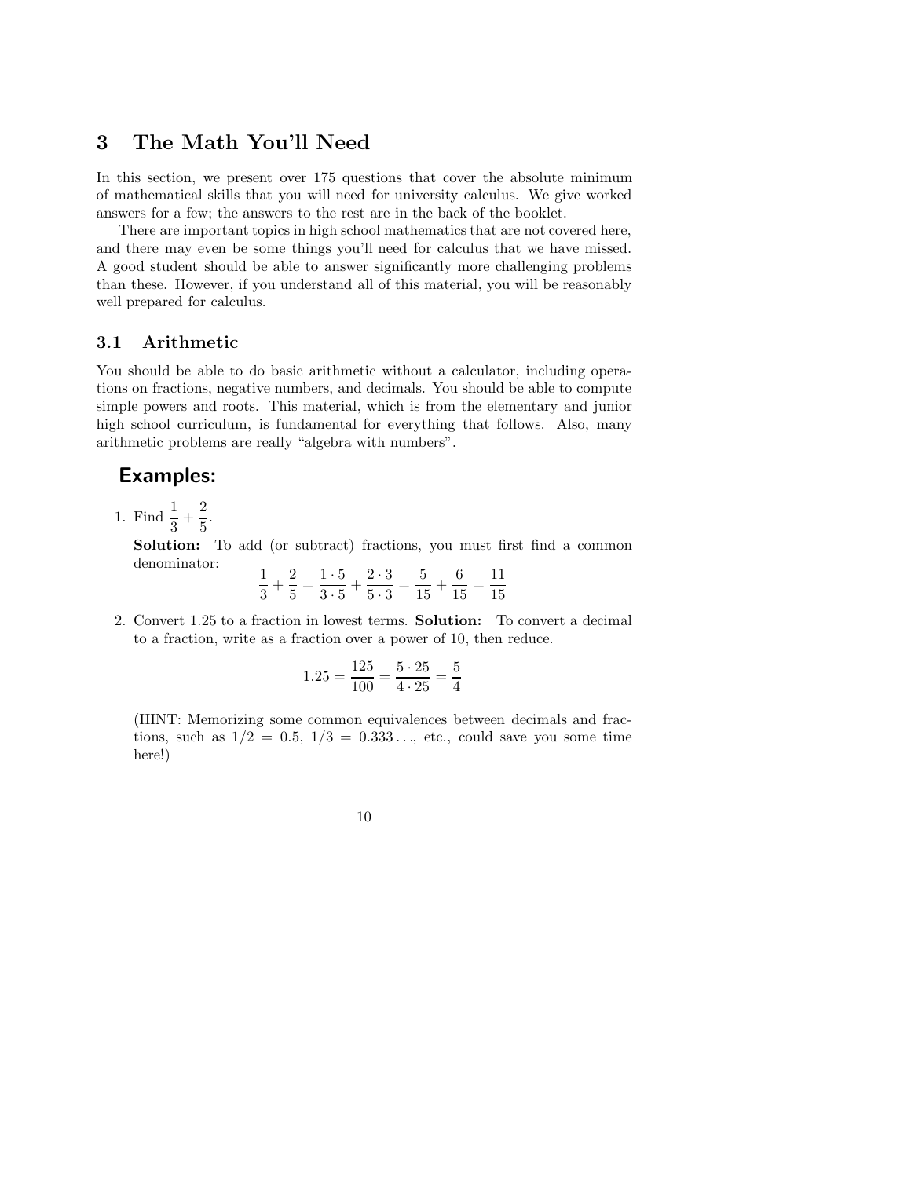# 3 The Math You'll Need

In this section, we present over 175 questions that cover the absolute minimum of mathematical skills that you will need for university calculus. We give worked answers for a few; the answers to the rest are in the back of the booklet.

There are important topics in high school mathematics that are not covered here, and there may even be some things you'll need for calculus that we have missed. A good student should be able to answer significantly more challenging problems than these. However, if you understand all of this material, you will be reasonably well prepared for calculus.

## 3.1 Arithmetic

You should be able to do basic arithmetic without a calculator, including operations on fractions, negative numbers, and decimals. You should be able to compute simple powers and roots. This material, which is from the elementary and junior high school curriculum, is fundamental for everything that follows. Also, many arithmetic problems are really "algebra with numbers".

### Examples:

1. Find $\frac{1}{3} + \frac{2}{5}$.

   **Solution:** To add (or subtract) fractions, you must first find a common denominator:

   $$\frac{1}{3} + \frac{2}{5} = \frac{1 \cdot 5}{3 \cdot 5} + \frac{2 \cdot 3}{5 \cdot 3} = \frac{5}{15} + \frac{6}{15} = \frac{11}{15}$$

2. Convert 1.25 to a fraction in lowest terms. **Solution:** To convert a decimal to a fraction, write as a fraction over a power of 10, then reduce.

   $$1.25 = \frac{125}{100} = \frac{5 \cdot 25}{4 \cdot 25} = \frac{5}{4}$$

   (HINT: Memorizing some common equivalences between decimals and fractions, such as $1/2 = 0.5$, $1/3 = 0.333\ldots$, etc., could save you some time here!)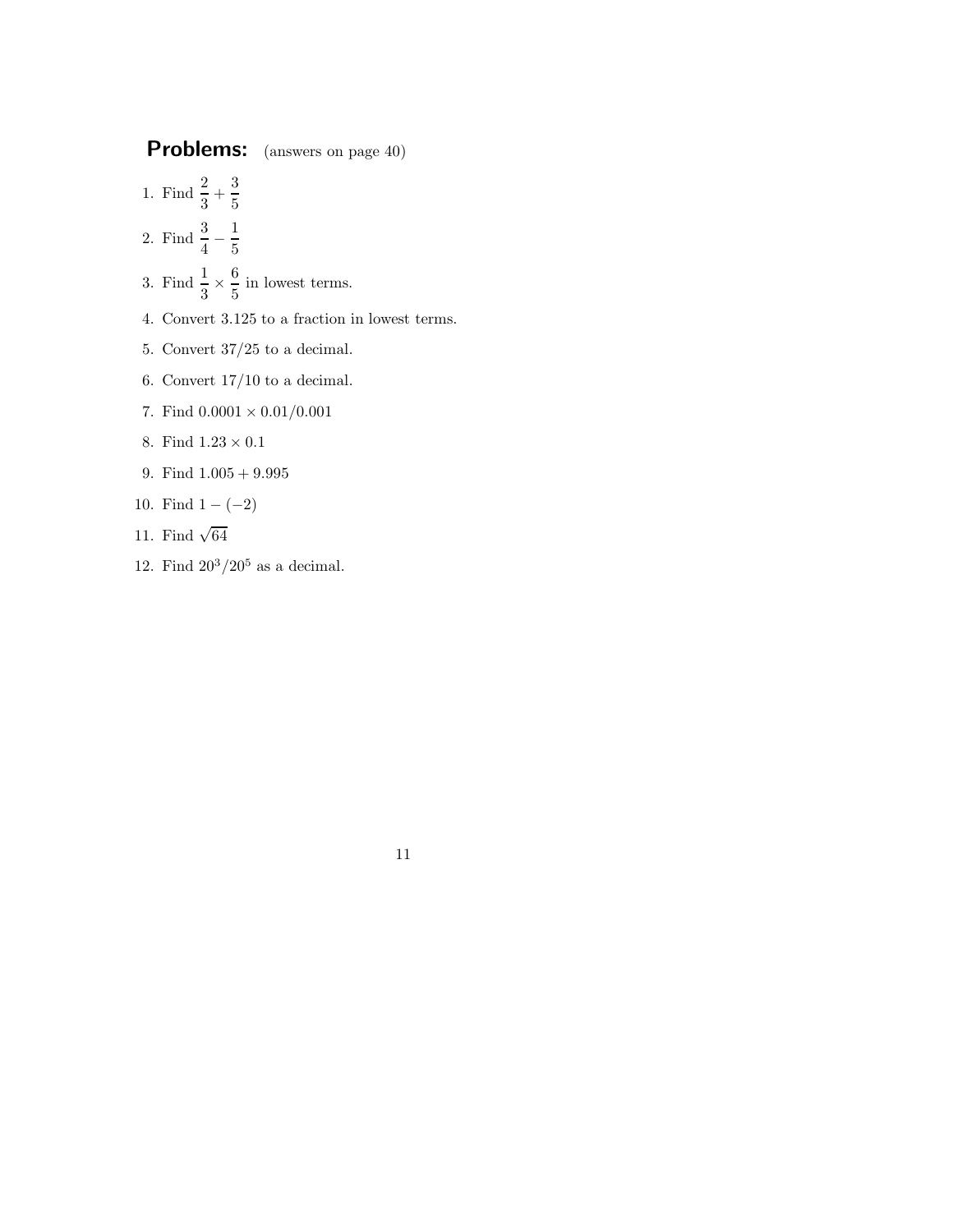## Problems: (answers on page 40)

1. Find $\dfrac{2}{3} + \dfrac{3}{5}$
2. Find $\dfrac{3}{4} - \dfrac{1}{5}$
3. Find $\dfrac{1}{3} \times \dfrac{6}{5}$ in lowest terms.
4. Convert 3.125 to a fraction in lowest terms.
5. Convert 37/25 to a decimal.
6. Convert 17/10 to a decimal.
7. Find $0.0001 \times 0.01/0.001$
8. Find $1.23 \times 0.1$
9. Find $1.005 + 9.995$
10. Find $1 - (-2)$
11. Find $\sqrt{64}$
12. Find $20^3/20^5$ as a decimal.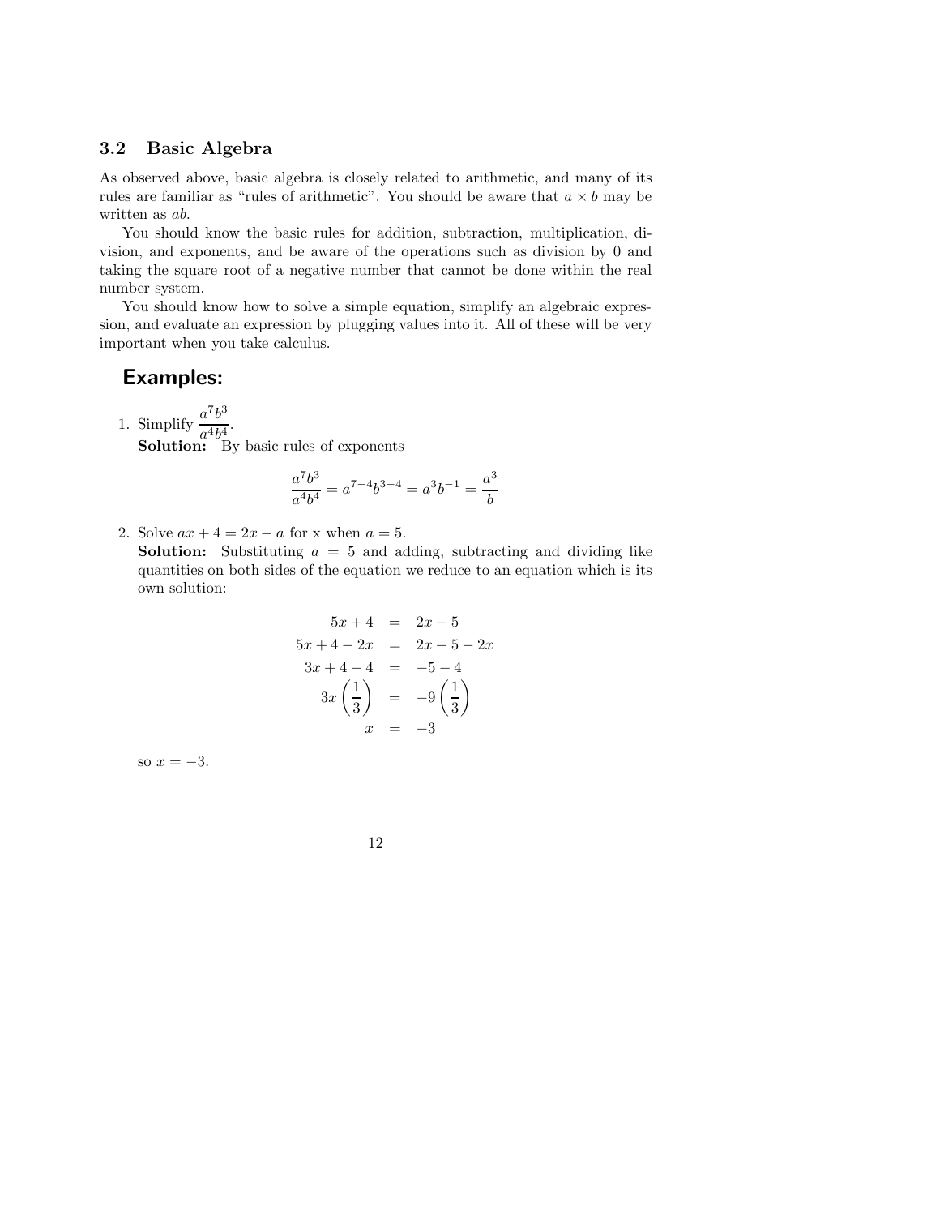## 3.2 Basic Algebra

As observed above, basic algebra is closely related to arithmetic, and many of its rules are familiar as "rules of arithmetic". You should be aware that $a \times b$ may be written as $ab$.

You should know the basic rules for addition, subtraction, multiplication, division, and exponents, and be aware of the operations such as division by 0 and taking the square root of a negative number that cannot be done within the real number system.

You should know how to solve a simple equation, simplify an algebraic expression, and evaluate an expression by plugging values into it. All of these will be very important when you take calculus.

## Examples:

1. Simplify $\frac{a^7b^3}{a^4b^4}$.
   **Solution:** By basic rules of exponents

$$\frac{a^7b^3}{a^4b^4} = a^{7-4}b^{3-4} = a^3b^{-1} = \frac{a^3}{b}$$

2. Solve $ax + 4 = 2x - a$ for x when $a = 5$.
   **Solution:** Substituting $a = 5$ and adding, subtracting and dividing like quantities on both sides of the equation we reduce to an equation which is its own solution:

$$\begin{aligned}
5x + 4 &= 2x - 5 \\
5x + 4 - 2x &= 2x - 5 - 2x \\
3x + 4 - 4 &= -5 - 4 \\
3x\left(\frac{1}{3}\right) &= -9\left(\frac{1}{3}\right) \\
x &= -3
\end{aligned}$$

so $x = -3$.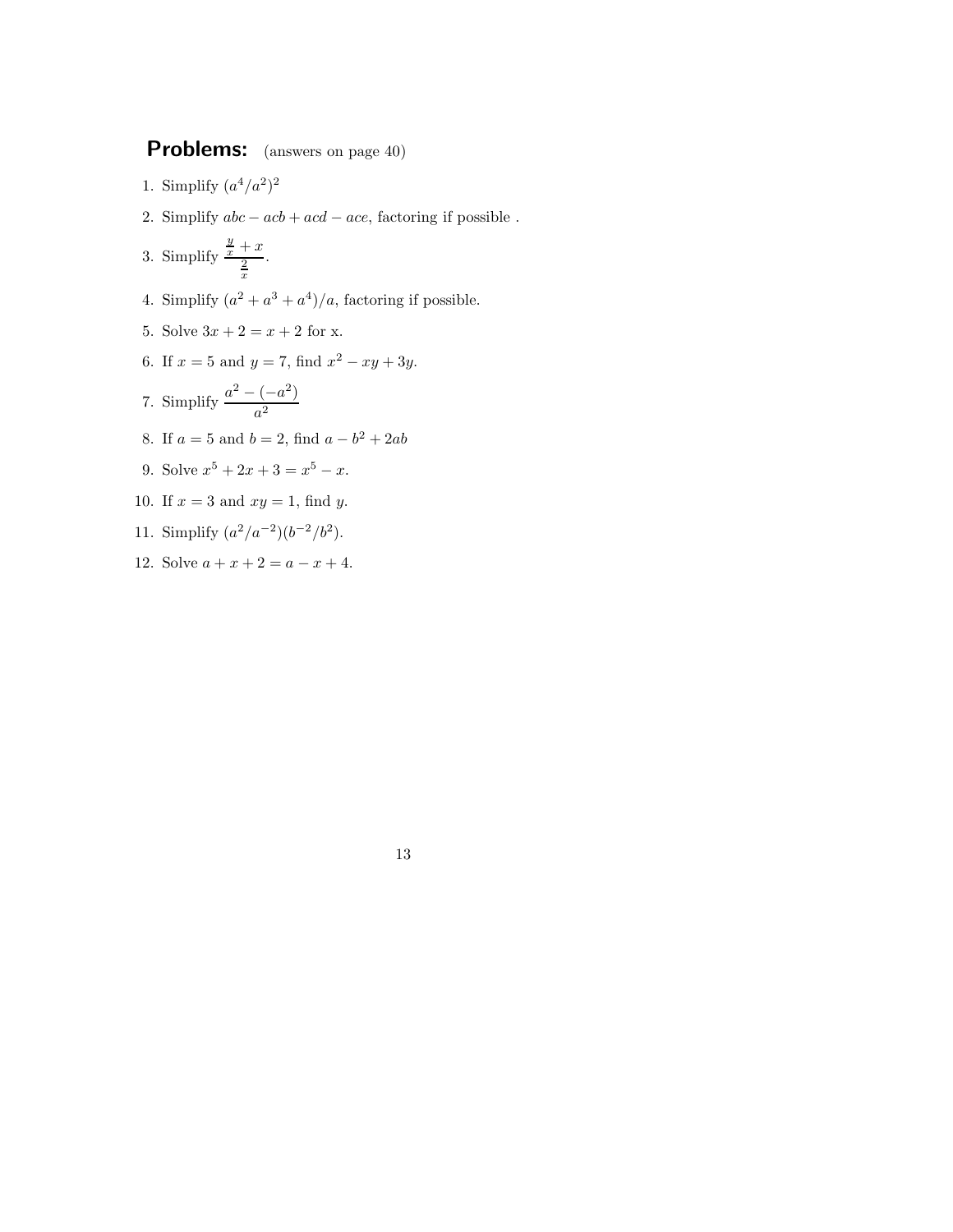## **Problems:** (answers on page 40)

1. Simplify $(a^4/a^2)^2$
2. Simplify $abc - acb + acd - ace$, factoring if possible .
3. Simplify $\dfrac{\frac{y}{x} + x}{\frac{2}{x}}$.
4. Simplify $(a^2 + a^3 + a^4)/a$, factoring if possible.
5. Solve $3x + 2 = x + 2$ for x.
6. If $x = 5$ and $y = 7$, find $x^2 - xy + 3y$.
7. Simplify $\dfrac{a^2 - (-a^2)}{a^2}$
8. If $a = 5$ and $b = 2$, find $a - b^2 + 2ab$
9. Solve $x^5 + 2x + 3 = x^5 - x$.
10. If $x = 3$ and $xy = 1$, find $y$.
11. Simplify $(a^2/a^{-2})(b^{-2}/b^2)$.
12. Solve $a + x + 2 = a - x + 4$.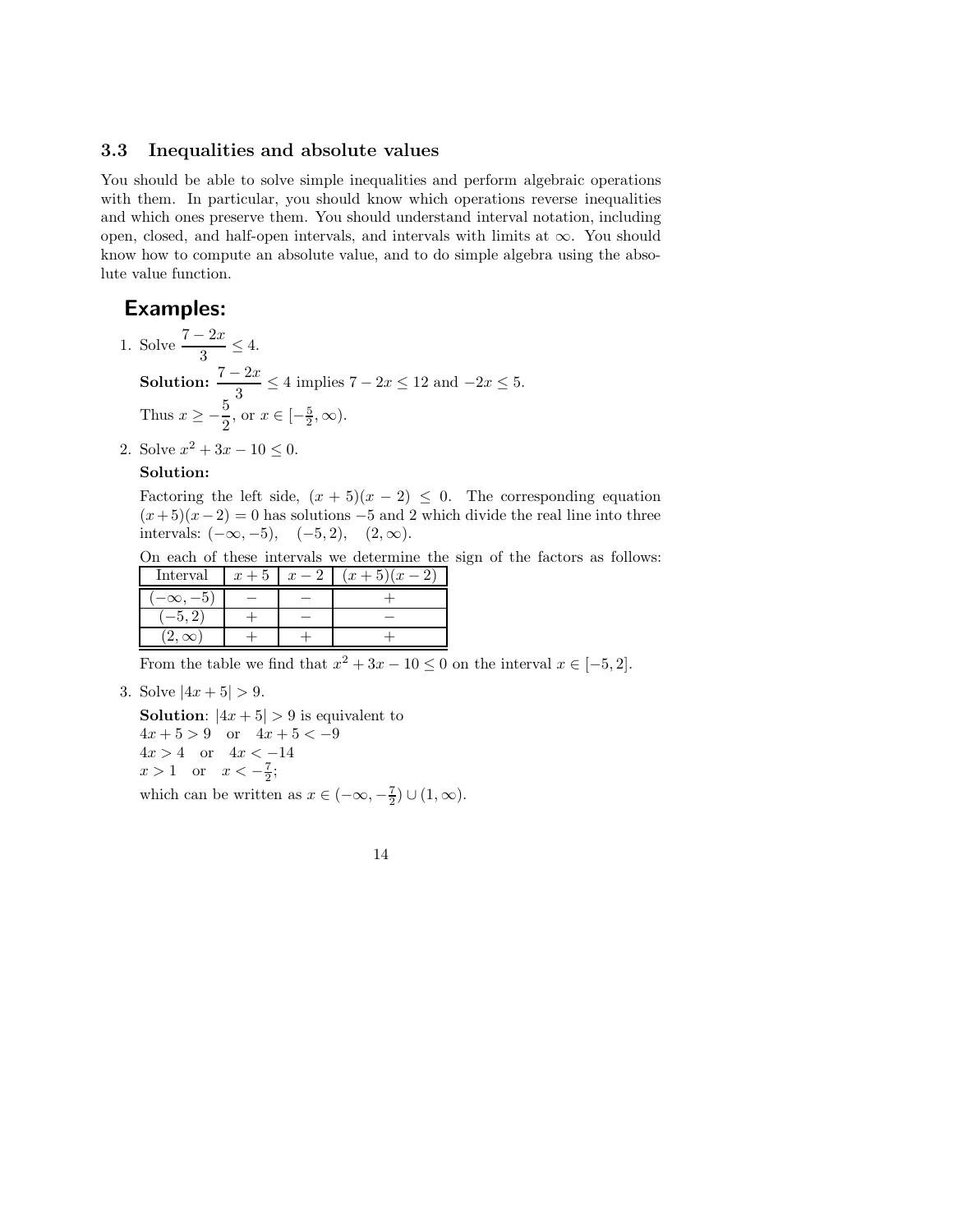### 3.3 Inequalities and absolute values

You should be able to solve simple inequalities and perform algebraic operations with them. In particular, you should know which operations reverse inequalities and which ones preserve them. You should understand interval notation, including open, closed, and half-open intervals, and intervals with limits at $\infty$. You should know how to compute an absolute value, and to do simple algebra using the absolute value function.

## Examples:

1. Solve $\dfrac{7-2x}{3} \leq 4$.

   **Solution:** $\dfrac{7-2x}{3} \leq 4$ implies $7 - 2x \leq 12$ and $-2x \leq 5$.

   Thus $x \geq -\dfrac{5}{2}$, or $x \in [-\frac{5}{2}, \infty)$.

2. Solve $x^2 + 3x - 10 \leq 0$.

   **Solution:**

   Factoring the left side, $(x+5)(x-2) \leq 0$. The corresponding equation $(x+5)(x-2) = 0$ has solutions $-5$ and $2$ which divide the real line into three intervals: $(-\infty, -5)$, $(-5, 2)$, $(2, \infty)$.

   On each of these intervals we determine the sign of the factors as follows:

   | Interval | $x+5$ | $x-2$ | $(x+5)(x-2)$ |
   |---|---|---|---|
   | $(-\infty, -5)$ | $-$ | $-$ | $+$ |
   | $(-5, 2)$ | $+$ | $-$ | $-$ |
   | $(2, \infty)$ | $+$ | $+$ | $+$ |

   From the table we find that $x^2 + 3x - 10 \leq 0$ on the interval $x \in [-5, 2]$.

3. Solve $|4x + 5| > 9$.

   **Solution**: $|4x+5| > 9$ is equivalent to
   $4x + 5 > 9$ or $4x + 5 < -9$
   $4x > 4$ or $4x < -14$
   $x > 1$ or $x < -\frac{7}{2}$;
   which can be written as $x \in (-\infty, -\frac{7}{2}) \cup (1, \infty)$.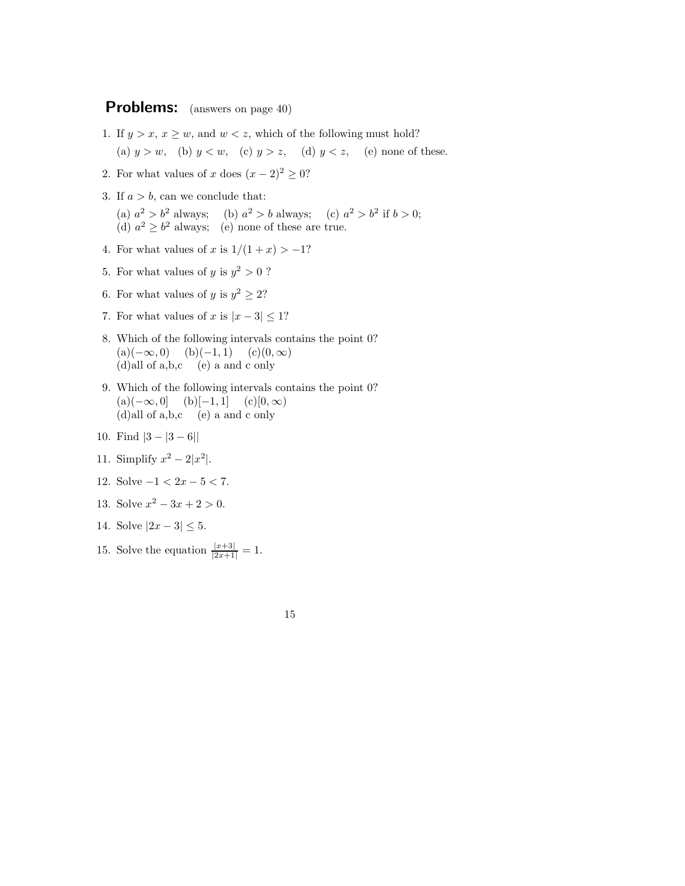## **Problems:** (answers on page 40)

1. If $y > x$, $x \geq w$, and $w < z$, which of the following must hold?
   (a) $y > w$, (b) $y < w$, (c) $y > z$, (d) $y < z$, (e) none of these.
2. For what values of $x$ does $(x-2)^2 \geq 0$?
3. If $a > b$, can we conclude that:
   (a) $a^2 > b^2$ always; (b) $a^2 > b$ always; (c) $a^2 > b^2$ if $b > 0$;
   (d) $a^2 \geq b^2$ always; (e) none of these are true.
4. For what values of $x$ is $1/(1+x) > -1$?
5. For what values of $y$ is $y^2 > 0$ ?
6. For what values of $y$ is $y^2 \geq 2$?
7. For what values of $x$ is $|x-3| \leq 1$?
8. Which of the following intervals contains the point 0?
   (a)$(-\infty, 0)$ (b)$(-1, 1)$ (c)$(0, \infty)$
   (d)all of a,b,c (e) a and c only
9. Which of the following intervals contains the point 0?
   (a)$(-\infty, 0]$ (b)$[-1, 1]$ (c)$[0, \infty)$
   (d)all of a,b,c (e) a and c only
10. Find $|3 - |3-6||$
11. Simplify $x^2 - 2|x^2|$.
12. Solve $-1 < 2x - 5 < 7$.
13. Solve $x^2 - 3x + 2 > 0$.
14. Solve $|2x - 3| \leq 5$.
15. Solve the equation $\frac{|x+3|}{|2x+1|} = 1$.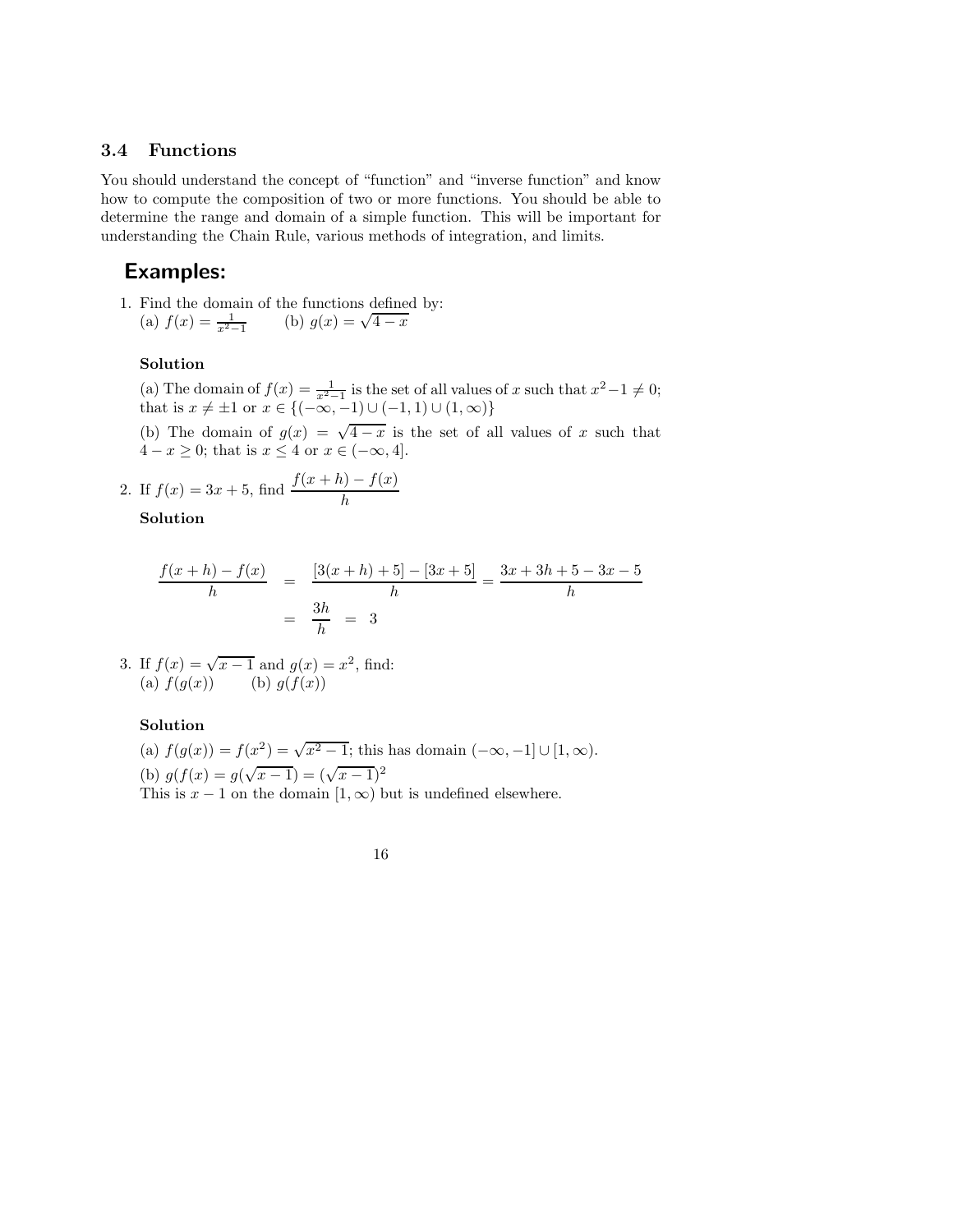### 3.4 Functions

You should understand the concept of "function" and "inverse function" and know how to compute the composition of two or more functions. You should be able to determine the range and domain of a simple function. This will be important for understanding the Chain Rule, various methods of integration, and limits.

## Examples:

1. Find the domain of the functions defined by:
   (a) $f(x) = \frac{1}{x^2-1}$ (b) $g(x) = \sqrt{4-x}$

   **Solution**

   (a) The domain of $f(x) = \frac{1}{x^2-1}$ is the set of all values of $x$ such that $x^2 - 1 \neq 0$; that is $x \neq \pm 1$ or $x \in \{(-\infty, -1) \cup (-1, 1) \cup (1, \infty)\}$

   (b) The domain of $g(x) = \sqrt{4-x}$ is the set of all values of $x$ such that $4 - x \geq 0$; that is $x \leq 4$ or $x \in (-\infty, 4]$.

2. If $f(x) = 3x + 5$, find $\dfrac{f(x+h) - f(x)}{h}$

   **Solution**

$$
\begin{aligned}
\frac{f(x+h) - f(x)}{h} &= \frac{[3(x+h)+5] - [3x+5]}{h} = \frac{3x + 3h + 5 - 3x - 5}{h} \\
&= \frac{3h}{h} \;=\; 3
\end{aligned}
$$

3. If $f(x) = \sqrt{x-1}$ and $g(x) = x^2$, find:
   (a) $f(g(x))$ (b) $g(f(x))$

   **Solution**

   (a) $f(g(x)) = f(x^2) = \sqrt{x^2 - 1}$; this has domain $(-\infty, -1] \cup [1, \infty)$.

   (b) $g(f(x) = g(\sqrt{x-1}) = (\sqrt{x-1})^2$
   This is $x - 1$ on the domain $[1, \infty)$ but is undefined elsewhere.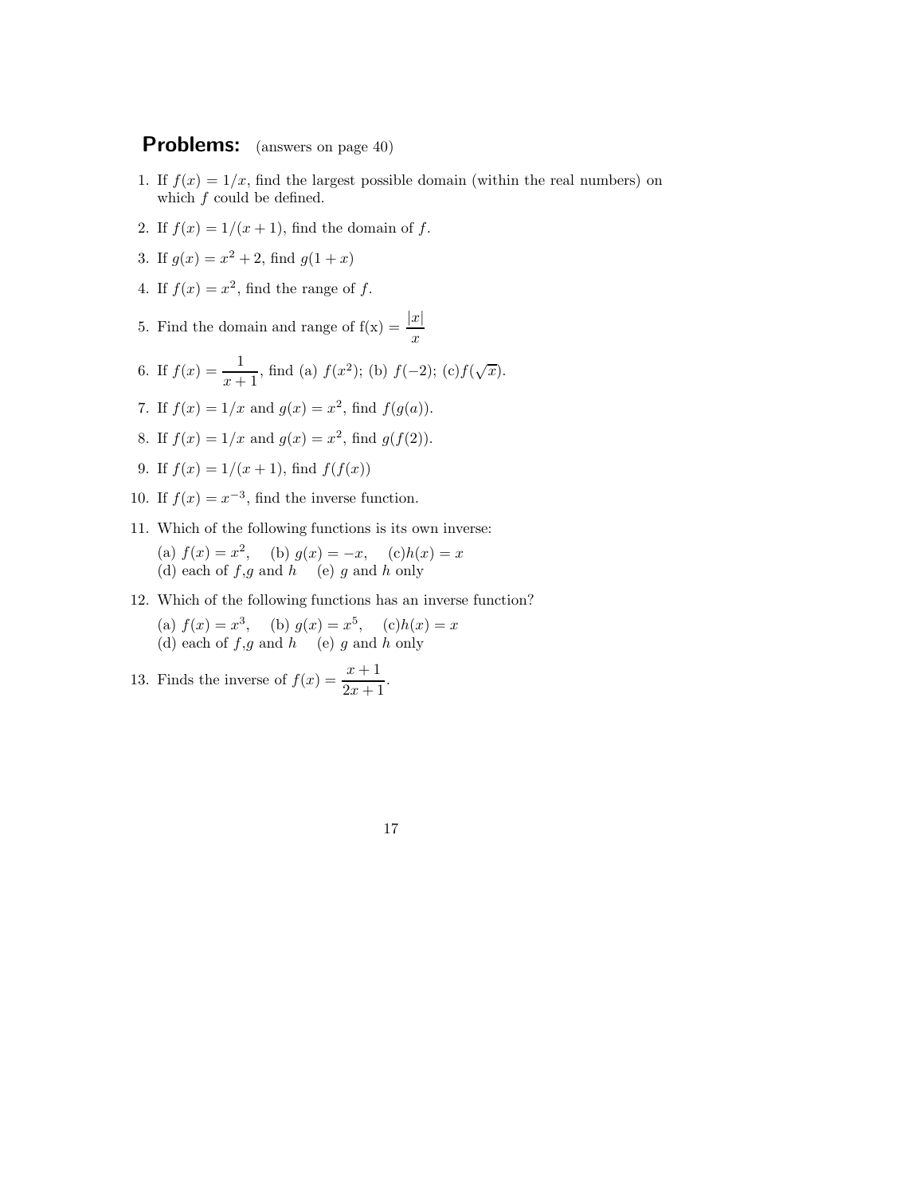## Problems: (answers on page 40)

1. If $f(x) = 1/x$, find the largest possible domain (within the real numbers) on which $f$ could be defined.
2. If $f(x) = 1/(x+1)$, find the domain of $f$.
3. If $g(x) = x^2 + 2$, find $g(1+x)$
4. If $f(x) = x^2$, find the range of $f$.
5. Find the domain and range of f(x) $= \dfrac{|x|}{x}$
6. If $f(x) = \dfrac{1}{x+1}$, find (a) $f(x^2)$; (b) $f(-2)$; (c)$f(\sqrt{x})$.
7. If $f(x) = 1/x$ and $g(x) = x^2$, find $f(g(a))$.
8. If $f(x) = 1/x$ and $g(x) = x^2$, find $g(f(2))$.
9. If $f(x) = 1/(x+1)$, find $f(f(x))$
10. If $f(x) = x^{-3}$, find the inverse function.
11. Which of the following functions is its own inverse:

    (a) $f(x) = x^2$, (b) $g(x) = -x$, (c)$h(x) = x$
    (d) each of $f$,$g$ and $h$ (e) $g$ and $h$ only
12. Which of the following functions has an inverse function?

    (a) $f(x) = x^3$, (b) $g(x) = x^5$, (c)$h(x) = x$
    (d) each of $f$,$g$ and $h$ (e) $g$ and $h$ only
13. Finds the inverse of $f(x) = \dfrac{x+1}{2x+1}$.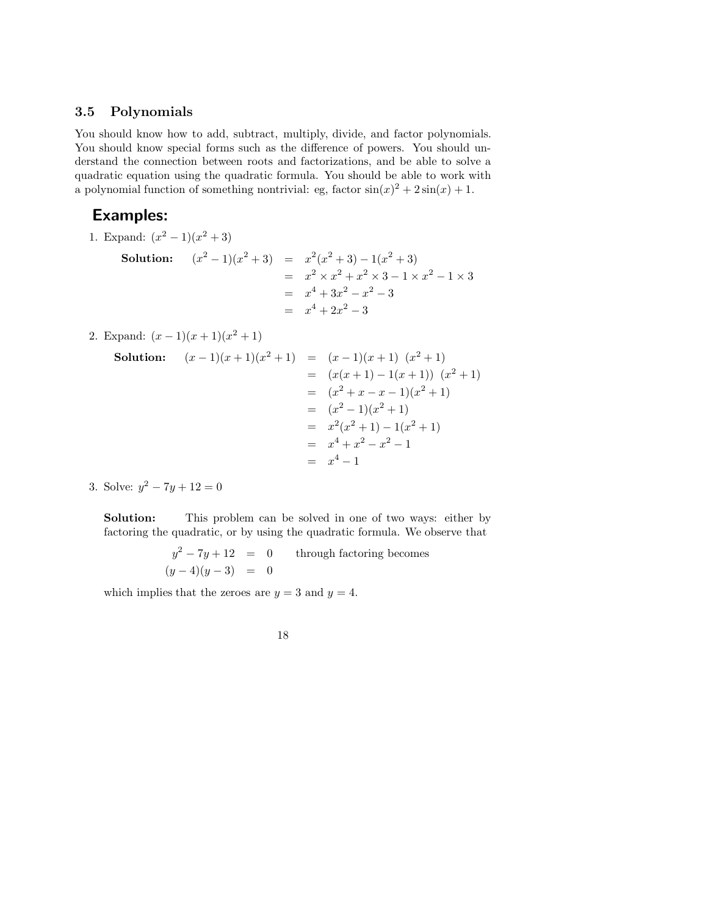### 3.5 Polynomials

You should know how to add, subtract, multiply, divide, and factor polynomials. You should know special forms such as the difference of powers. You should understand the connection between roots and factorizations, and be able to solve a quadratic equation using the quadratic formula. You should be able to work with a polynomial function of something nontrivial: eg, factor $\sin(x)^2 + 2\sin(x) + 1$.

## Examples:

1. Expand: $(x^2 - 1)(x^2 + 3)$

   **Solution:**
   $$\begin{aligned}
   (x^2 - 1)(x^2 + 3) &= x^2(x^2 + 3) - 1(x^2 + 3) \\
   &= x^2 \times x^2 + x^2 \times 3 - 1 \times x^2 - 1 \times 3 \\
   &= x^4 + 3x^2 - x^2 - 3 \\
   &= x^4 + 2x^2 - 3
   \end{aligned}$$

2. Expand: $(x - 1)(x + 1)(x^2 + 1)$

   **Solution:**
   $$\begin{aligned}
   (x - 1)(x + 1)(x^2 + 1) &= (x - 1)(x + 1)\ \ (x^2 + 1) \\
   &= (x(x + 1) - 1(x + 1))\ \ (x^2 + 1) \\
   &= (x^2 + x - x - 1)(x^2 + 1) \\
   &= (x^2 - 1)(x^2 + 1) \\
   &= x^2(x^2 + 1) - 1(x^2 + 1) \\
   &= x^4 + x^2 - x^2 - 1 \\
   &= x^4 - 1
   \end{aligned}$$

3. Solve: $y^2 - 7y + 12 = 0$

   **Solution:** This problem can be solved in one of two ways: either by factoring the quadratic, or by using the quadratic formula. We observe that

   $$\begin{aligned}
   y^2 - 7y + 12 &= 0 \qquad \text{through factoring becomes} \\
   (y - 4)(y - 3) &= 0
   \end{aligned}$$

   which implies that the zeroes are $y = 3$ and $y = 4$.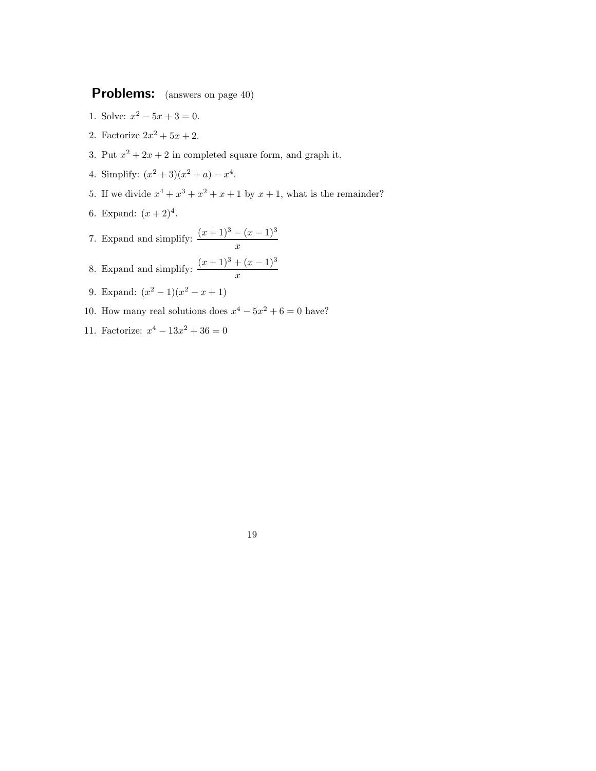## Problems: (answers on page 40)

1. Solve: $x^2 - 5x + 3 = 0$.
2. Factorize $2x^2 + 5x + 2$.
3. Put $x^2 + 2x + 2$ in completed square form, and graph it.
4. Simplify: $(x^2 + 3)(x^2 + a) - x^4$.
5. If we divide $x^4 + x^3 + x^2 + x + 1$ by $x + 1$, what is the remainder?
6. Expand: $(x + 2)^4$.
7. Expand and simplify: $\dfrac{(x+1)^3 - (x-1)^3}{x}$
8. Expand and simplify: $\dfrac{(x+1)^3 + (x-1)^3}{x}$
9. Expand: $(x^2 - 1)(x^2 - x + 1)$
10. How many real solutions does $x^4 - 5x^2 + 6 = 0$ have?
11. Factorize: $x^4 - 13x^2 + 36 = 0$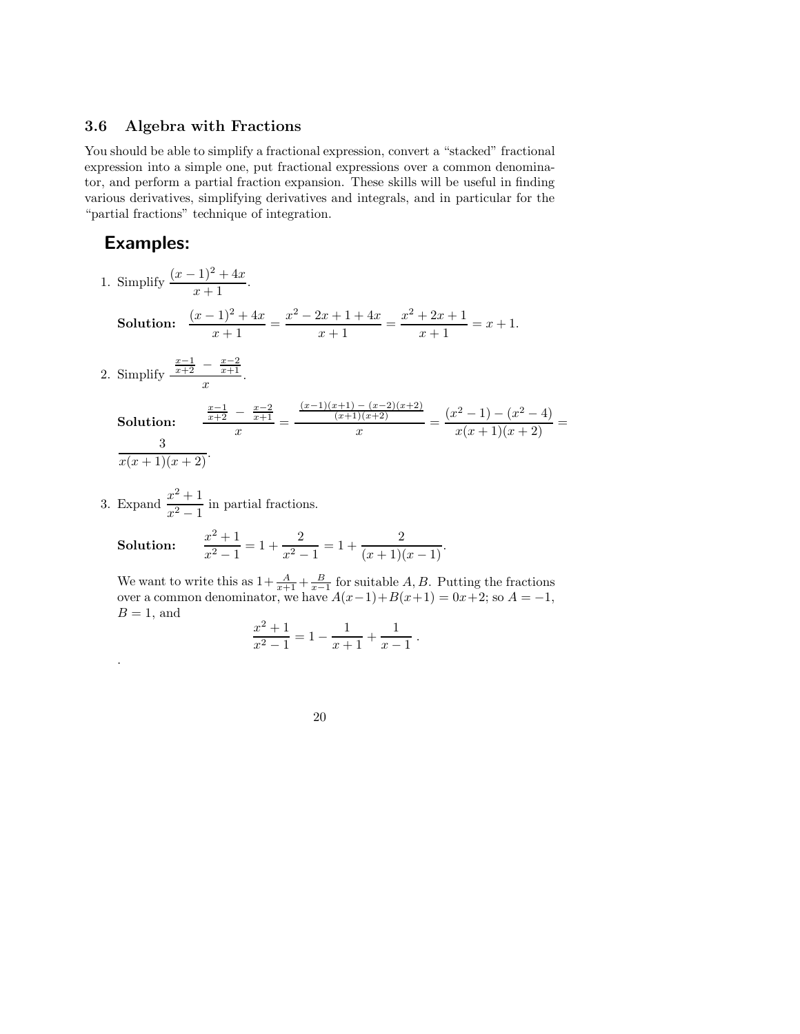### 3.6 Algebra with Fractions

You should be able to simplify a fractional expression, convert a "stacked" fractional expression into a simple one, put fractional expressions over a common denominator, and perform a partial fraction expansion. These skills will be useful in finding various derivatives, simplifying derivatives and integrals, and in particular for the "partial fractions" technique of integration.

## Examples:

1. Simplify $\dfrac{(x-1)^2 + 4x}{x+1}$.

   **Solution:** $\dfrac{(x-1)^2+4x}{x+1} = \dfrac{x^2-2x+1+4x}{x+1} = \dfrac{x^2+2x+1}{x+1} = x+1.$

2. Simplify $\dfrac{\frac{x-1}{x+2} - \frac{x-2}{x+1}}{x}$.

   **Solution:** $\dfrac{\frac{x-1}{x+2} - \frac{x-2}{x+1}}{x} = \dfrac{\frac{(x-1)(x+1)-(x-2)(x+2)}{(x+1)(x+2)}}{x} = \dfrac{(x^2-1)-(x^2-4)}{x(x+1)(x+2)} = \dfrac{3}{x(x+1)(x+2)}.$

3. Expand $\dfrac{x^2+1}{x^2-1}$ in partial fractions.

   **Solution:** $\dfrac{x^2+1}{x^2-1} = 1 + \dfrac{2}{x^2-1} = 1 + \dfrac{2}{(x+1)(x-1)}.$

   We want to write this as $1 + \frac{A}{x+1} + \frac{B}{x-1}$ for suitable $A, B$. Putting the fractions over a common denominator, we have $A(x-1)+B(x+1) = 0x+2$; so $A=-1$, $B=1$, and

   $$\frac{x^2+1}{x^2-1} = 1 - \frac{1}{x+1} + \frac{1}{x-1}\ .$$

.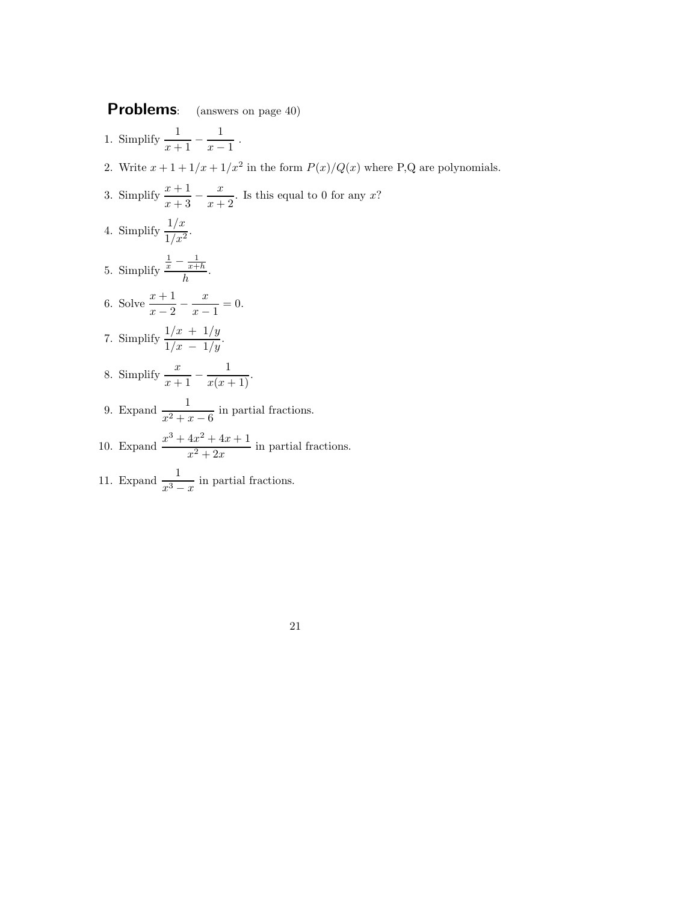## **Problems**: (answers on page 40)

1. Simplify $\dfrac{1}{x+1} - \dfrac{1}{x-1}$ .

2. Write $x + 1 + 1/x + 1/x^2$ in the form $P(x)/Q(x)$ where P,Q are polynomials.

3. Simplify $\dfrac{x+1}{x+3} - \dfrac{x}{x+2}$. Is this equal to 0 for any $x$?

4. Simplify $\dfrac{1/x}{1/x^2}$.

5. Simplify $\dfrac{\frac{1}{x} - \frac{1}{x+h}}{h}$.

6. Solve $\dfrac{x+1}{x-2} - \dfrac{x}{x-1} = 0$.

7. Simplify $\dfrac{1/x \ + \ 1/y}{1/x \ - \ 1/y}$.

8. Simplify $\dfrac{x}{x+1} - \dfrac{1}{x(x+1)}$.

9. Expand $\dfrac{1}{x^2 + x - 6}$ in partial fractions.

10. Expand $\dfrac{x^3 + 4x^2 + 4x + 1}{x^2 + 2x}$ in partial fractions.

11. Expand $\dfrac{1}{x^3 - x}$ in partial fractions.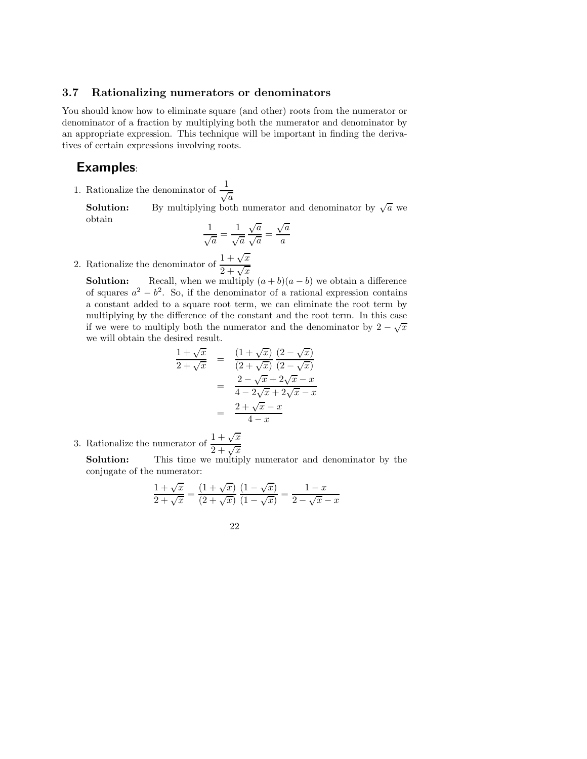### 3.7 Rationalizing numerators or denominators

You should know how to eliminate square (and other) roots from the numerator or denominator of a fraction by multiplying both the numerator and denominator by an appropriate expression. This technique will be important in finding the derivatives of certain expressions involving roots.

## Examples:

1. Rationalize the denominator of $\dfrac{1}{\sqrt{a}}$

   **Solution:** By multiplying both numerator and denominator by $\sqrt{a}$ we obtain
   $$\frac{1}{\sqrt{a}} = \frac{1}{\sqrt{a}}\frac{\sqrt{a}}{\sqrt{a}} = \frac{\sqrt{a}}{a}$$

2. Rationalize the denominator of $\dfrac{1+\sqrt{x}}{2+\sqrt{x}}$

   **Solution:** Recall, when we multiply $(a+b)(a-b)$ we obtain a difference of squares $a^2 - b^2$. So, if the denominator of a rational expression contains a constant added to a square root term, we can eliminate the root term by multiplying by the difference of the constant and the root term. In this case if we were to multiply both the numerator and the denominator by $2 - \sqrt{x}$ we will obtain the desired result.
   $$\begin{aligned}\frac{1+\sqrt{x}}{2+\sqrt{x}} &= \frac{(1+\sqrt{x})}{(2+\sqrt{x})}\frac{(2-\sqrt{x})}{(2-\sqrt{x})} \\ &= \frac{2-\sqrt{x}+2\sqrt{x}-x}{4-2\sqrt{x}+2\sqrt{x}-x} \\ &= \frac{2+\sqrt{x}-x}{4-x}\end{aligned}$$

3. Rationalize the numerator of $\dfrac{1+\sqrt{x}}{2+\sqrt{x}}$

   **Solution:** This time we multiply numerator and denominator by the conjugate of the numerator:
   $$\frac{1+\sqrt{x}}{2+\sqrt{x}} = \frac{(1+\sqrt{x})}{(2+\sqrt{x})}\frac{(1-\sqrt{x})}{(1-\sqrt{x})} = \frac{1-x}{2-\sqrt{x}-x}$$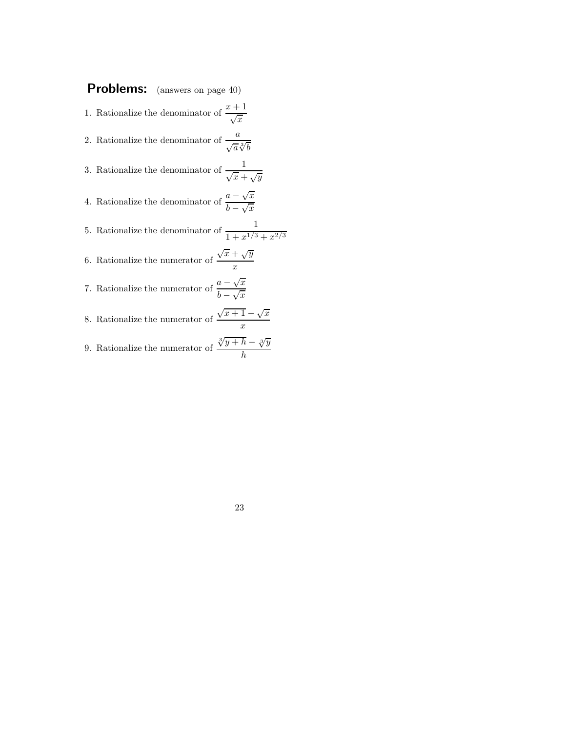## **Problems:** (answers on page 40)

1. Rationalize the denominator of $\dfrac{x+1}{\sqrt{x}}$
2. Rationalize the denominator of $\dfrac{a}{\sqrt{a}\sqrt[3]{b}}$
3. Rationalize the denominator of $\dfrac{1}{\sqrt{x}+\sqrt{y}}$
4. Rationalize the denominator of $\dfrac{a-\sqrt{x}}{b-\sqrt{x}}$
5. Rationalize the denominator of $\dfrac{1}{1+x^{1/3}+x^{2/3}}$
6. Rationalize the numerator of $\dfrac{\sqrt{x}+\sqrt{y}}{x}$
7. Rationalize the numerator of $\dfrac{a-\sqrt{x}}{b-\sqrt{x}}$
8. Rationalize the numerator of $\dfrac{\sqrt{x+1}-\sqrt{x}}{x}$
9. Rationalize the numerator of $\dfrac{\sqrt[3]{y+h}-\sqrt[3]{y}}{h}$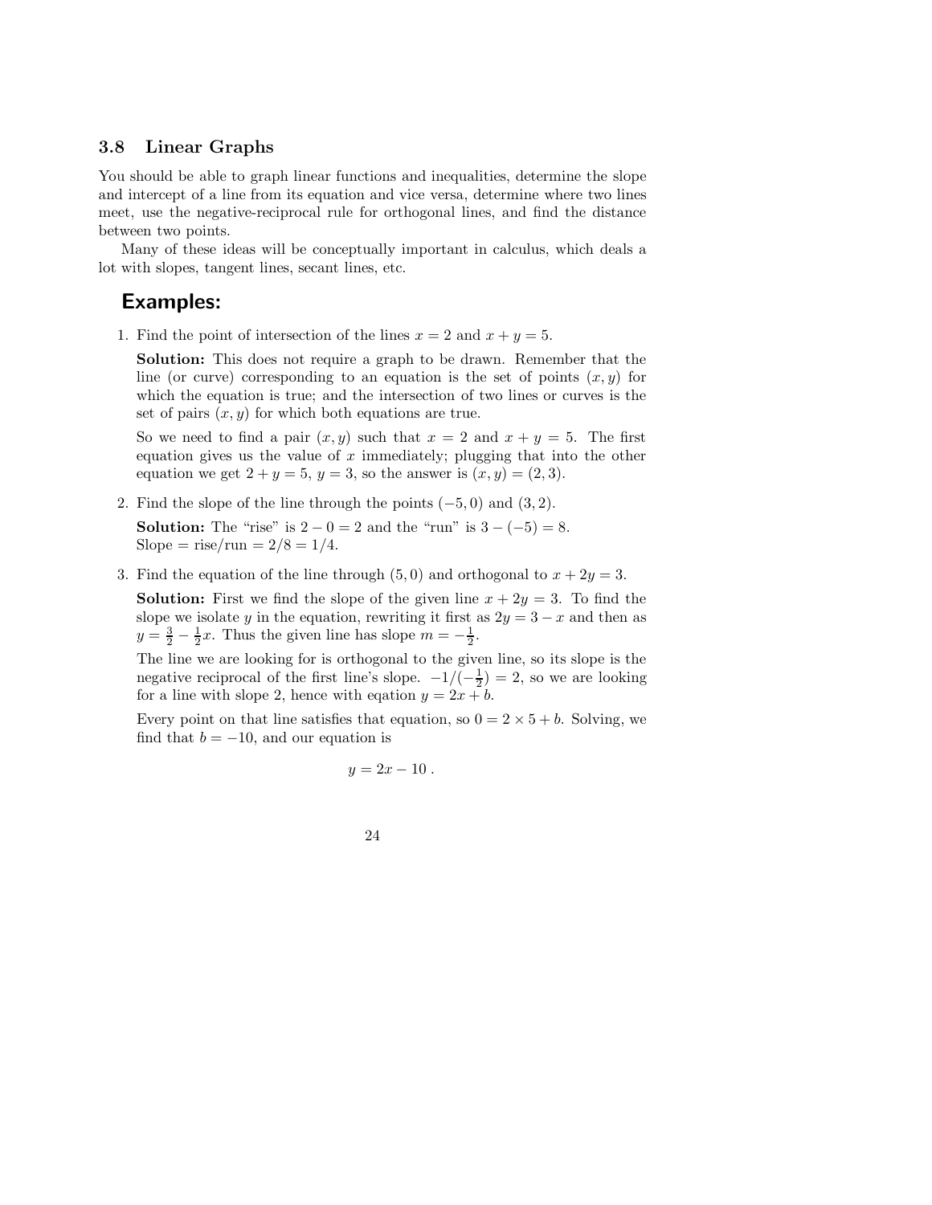### 3.8 Linear Graphs

You should be able to graph linear functions and inequalities, determine the slope and intercept of a line from its equation and vice versa, determine where two lines meet, use the negative-reciprocal rule for orthogonal lines, and find the distance between two points.

Many of these ideas will be conceptually important in calculus, which deals a lot with slopes, tangent lines, secant lines, etc.

## Examples:

1. Find the point of intersection of the lines $x = 2$ and $x + y = 5$.

   **Solution:** This does not require a graph to be drawn. Remember that the line (or curve) corresponding to an equation is the set of points $(x, y)$ for which the equation is true; and the intersection of two lines or curves is the set of pairs $(x, y)$ for which both equations are true.

   So we need to find a pair $(x, y)$ such that $x = 2$ and $x + y = 5$. The first equation gives us the value of $x$ immediately; plugging that into the other equation we get $2 + y = 5$, $y = 3$, so the answer is $(x, y) = (2, 3)$.

2. Find the slope of the line through the points $(-5, 0)$ and $(3, 2)$.

   **Solution:** The "rise" is $2 - 0 = 2$ and the "run" is $3 - (-5) = 8$.
   Slope = rise/run = $2/8 = 1/4$.

3. Find the equation of the line through $(5, 0)$ and orthogonal to $x + 2y = 3$.

   **Solution:** First we find the slope of the given line $x + 2y = 3$. To find the slope we isolate $y$ in the equation, rewriting it first as $2y = 3 - x$ and then as $y = \frac{3}{2} - \frac{1}{2}x$. Thus the given line has slope $m = -\frac{1}{2}$.

   The line we are looking for is orthogonal to the given line, so its slope is the negative reciprocal of the first line's slope. $-1/(-\frac{1}{2}) = 2$, so we are looking for a line with slope 2, hence with eqation $y = 2x + b$.

   Every point on that line satisfies that equation, so $0 = 2 \times 5 + b$. Solving, we find that $b = -10$, and our equation is

   $$y = 2x - 10 \ .$$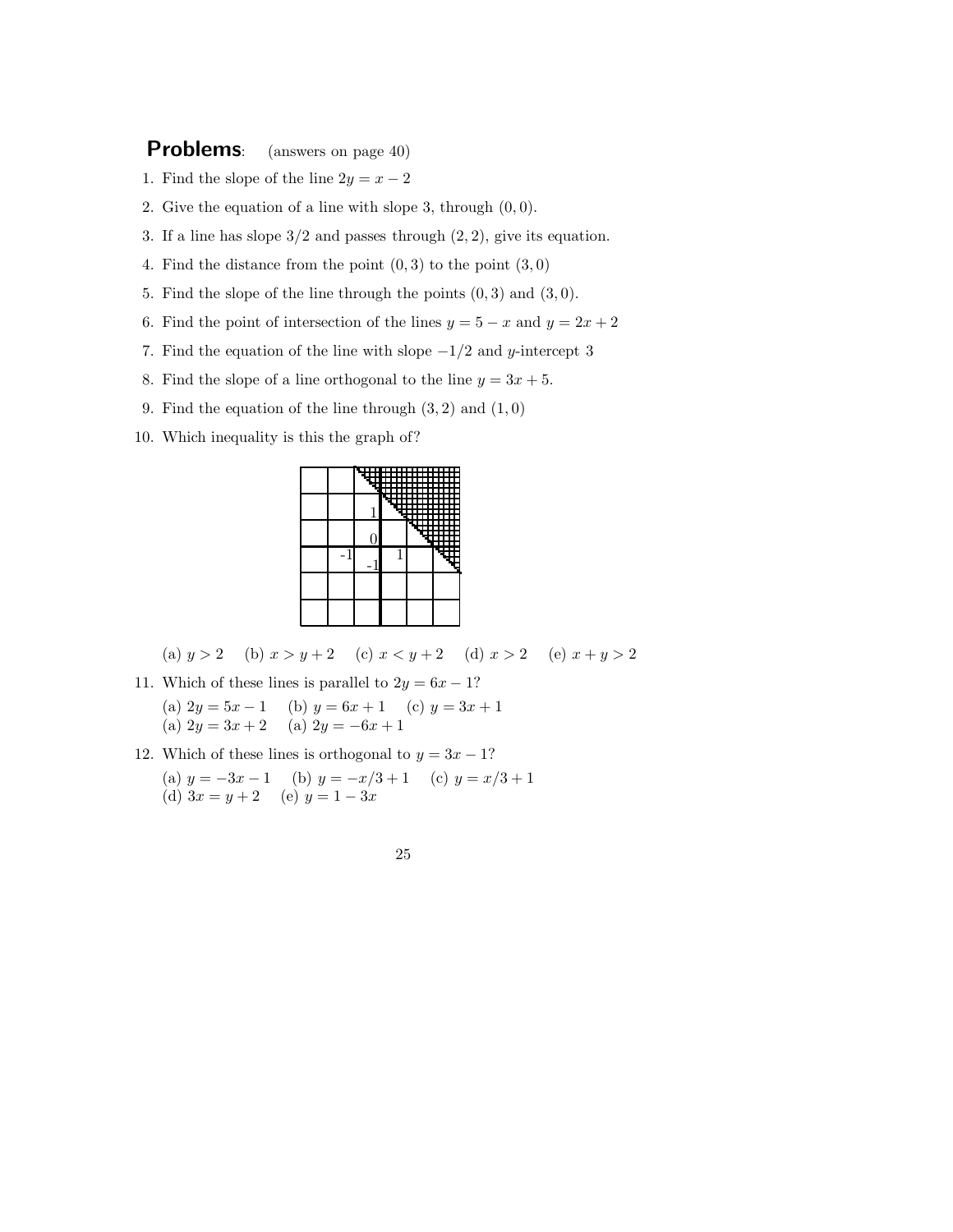## Problems: (answers on page 40)

1. Find the slope of the line $2y = x - 2$
2. Give the equation of a line with slope 3, through $(0, 0)$.
3. If a line has slope $3/2$ and passes through $(2, 2)$, give its equation.
4. Find the distance from the point $(0, 3)$ to the point $(3, 0)$
5. Find the slope of the line through the points $(0, 3)$ and $(3, 0)$.
6. Find the point of intersection of the lines $y = 5 - x$ and $y = 2x + 2$
7. Find the equation of the line with slope $-1/2$ and $y$-intercept 3
8. Find the slope of a line orthogonal to the line $y = 3x + 5$.
9. Find the equation of the line through $(3, 2)$ and $(1, 0)$
10. Which inequality is this the graph of?

    (a) $y > 2$ (b) $x > y + 2$ (c) $x < y + 2$ (d) $x > 2$ (e) $x + y > 2$

11. Which of these lines is parallel to $2y = 6x - 1$?

    (a) $2y = 5x - 1$ (b) $y = 6x + 1$ (c) $y = 3x + 1$
    (a) $2y = 3x + 2$ (a) $2y = -6x + 1$

12. Which of these lines is orthogonal to $y = 3x - 1$?

    (a) $y = -3x - 1$ (b) $y = -x/3 + 1$ (c) $y = x/3 + 1$
    (d) $3x = y + 2$ (e) $y = 1 - 3x$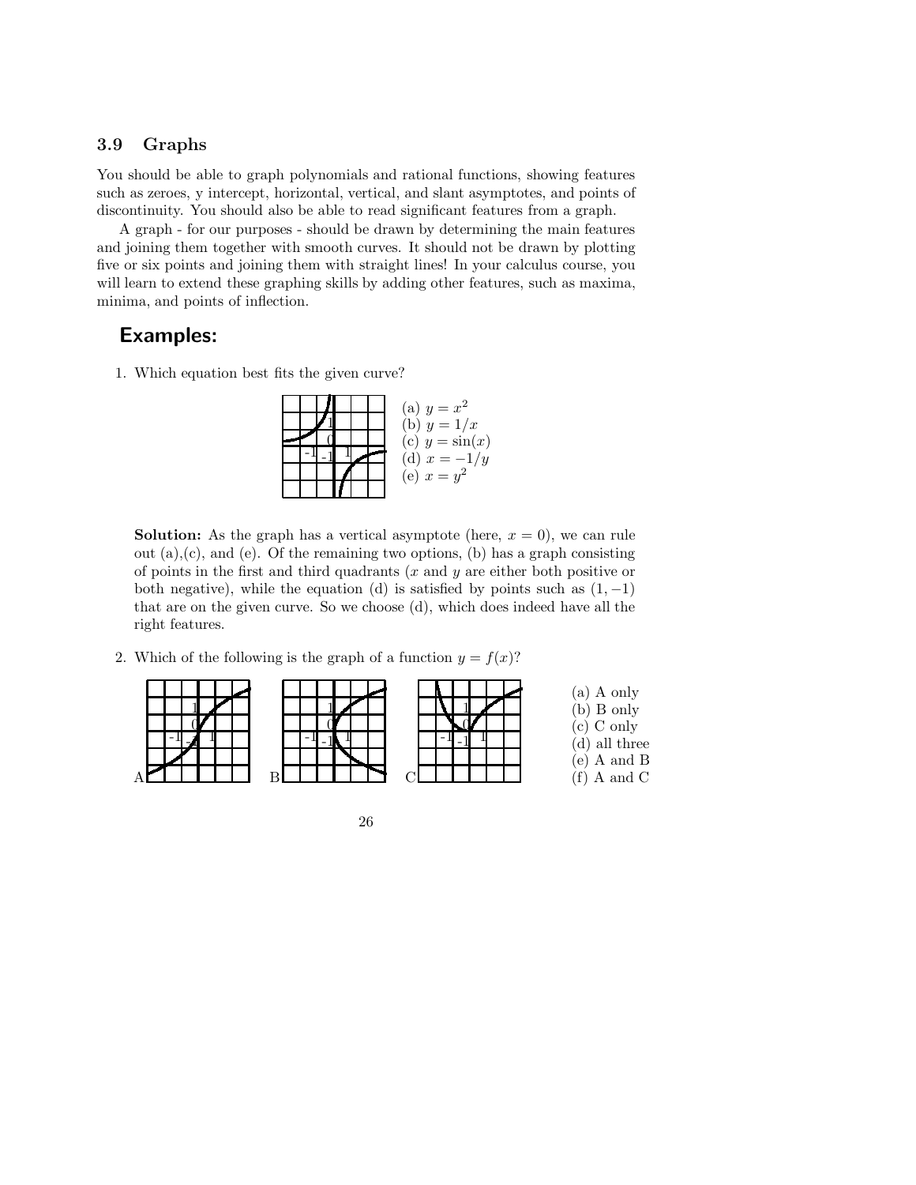### 3.9 Graphs

You should be able to graph polynomials and rational functions, showing features such as zeroes, y intercept, horizontal, vertical, and slant asymptotes, and points of discontinuity. You should also be able to read significant features from a graph.

A graph - for our purposes - should be drawn by determining the main features and joining them together with smooth curves. It should not be drawn by plotting five or six points and joining them with straight lines! In your calculus course, you will learn to extend these graphing skills by adding other features, such as maxima, minima, and points of inflection.

## Examples:

1. Which equation best fits the given curve?

   (a) $y = x^2$
   (b) $y = 1/x$
   (c) $y = \sin(x)$
   (d) $x = -1/y$
   (e) $x = y^2$

   **Solution:** As the graph has a vertical asymptote (here, $x = 0$), we can rule out (a),(c), and (e). Of the remaining two options, (b) has a graph consisting of points in the first and third quadrants ($x$ and $y$ are either both positive or both negative), while the equation (d) is satisfied by points such as $(1, -1)$ that are on the given curve. So we choose (d), which does indeed have all the right features.

2. Which of the following is the graph of a function $y = f(x)$?

   A B C

   (a) A only
   (b) B only
   (c) C only
   (d) all three
   (e) A and B
   (f) A and C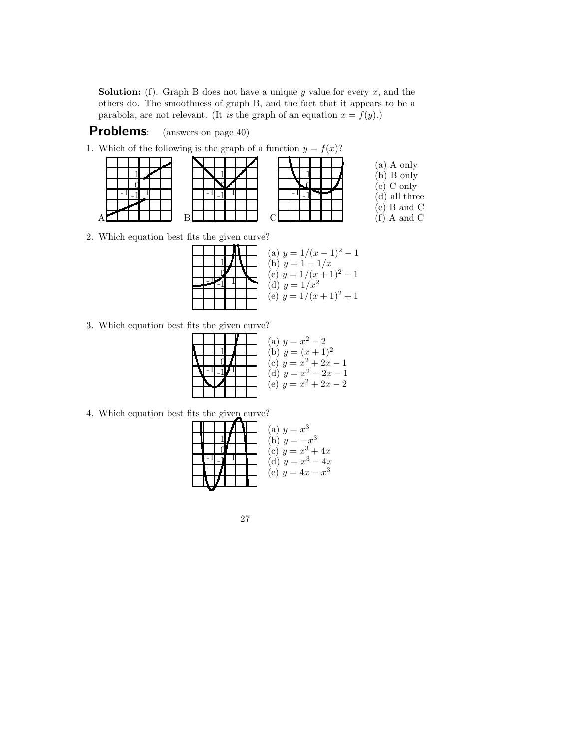**Solution:** (f). Graph B does not have a unique $y$ value for every $x$, and the others do. The smoothness of graph B, and the fact that it appears to be a parabola, are not relevant. (It *is* the graph of an equation $x = f(y)$.)

## Problems: (answers on page 40)

1. Which of the following is the graph of a function $y = f(x)$?

   (a) A only
   (b) B only
   (c) C only
   (d) all three
   (e) B and C
   (f) A and C

2. Which equation best fits the given curve?

   (a) $y = 1/(x-1)^2 - 1$
   (b) $y = 1 - 1/x$
   (c) $y = 1/(x+1)^2 - 1$
   (d) $y = 1/x^2$
   (e) $y = 1/(x+1)^2 + 1$

3. Which equation best fits the given curve?

   (a) $y = x^2 - 2$
   (b) $y = (x+1)^2$
   (c) $y = x^2 + 2x - 1$
   (d) $y = x^2 - 2x - 1$
   (e) $y = x^2 + 2x - 2$

4. Which equation best fits the given curve?

   (a) $y = x^3$
   (b) $y = -x^3$
   (c) $y = x^3 + 4x$
   (d) $y = x^3 - 4x$
   (e) $y = 4x - x^3$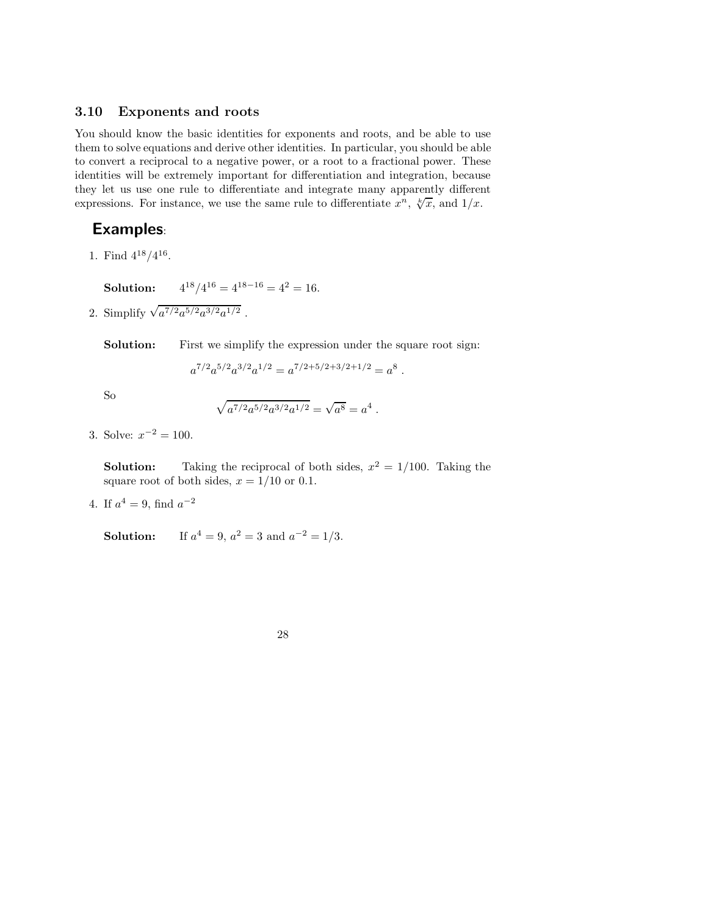### 3.10 Exponents and roots

You should know the basic identities for exponents and roots, and be able to use them to solve equations and derive other identities. In particular, you should be able to convert a reciprocal to a negative power, or a root to a fractional power. These identities will be extremely important for differentiation and integration, because they let us use one rule to differentiate and integrate many apparently different expressions. For instance, we use the same rule to differentiate $x^n$, $\sqrt[k]{x}$, and $1/x$.

## Examples:

1. Find $4^{18}/4^{16}$.

   **Solution:** $4^{18}/4^{16} = 4^{18-16} = 4^2 = 16$.

2. Simplify $\sqrt{a^{7/2}a^{5/2}a^{3/2}a^{1/2}}$ .

   **Solution:** First we simplify the expression under the square root sign:

   $$a^{7/2}a^{5/2}a^{3/2}a^{1/2} = a^{7/2+5/2+3/2+1/2} = a^8 .$$

   So

   $$\sqrt{a^{7/2}a^{5/2}a^{3/2}a^{1/2}} = \sqrt{a^8} = a^4 .$$

3. Solve: $x^{-2} = 100$.

   **Solution:** Taking the reciprocal of both sides, $x^2 = 1/100$. Taking the square root of both sides, $x = 1/10$ or 0.1.

4. If $a^4 = 9$, find $a^{-2}$

   **Solution:** If $a^4 = 9$, $a^2 = 3$ and $a^{-2} = 1/3$.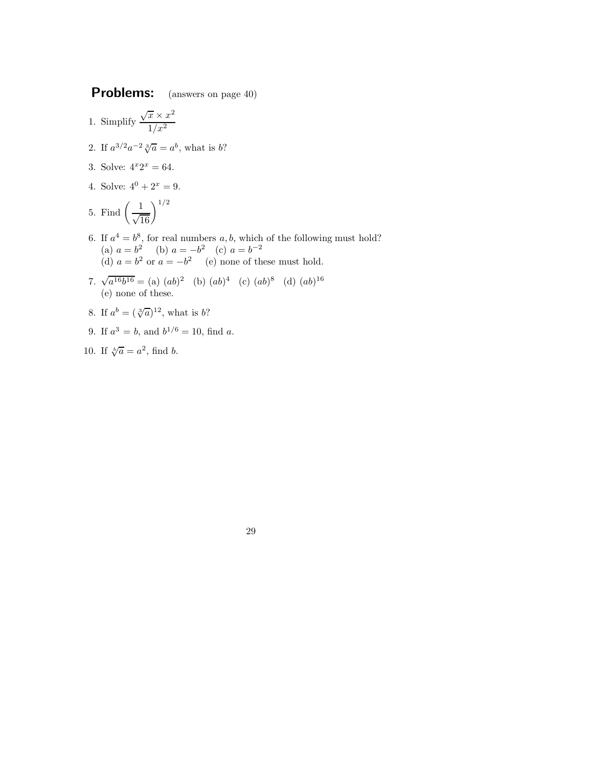## Problems: (answers on page 40)

1. Simplify $\dfrac{\sqrt{x} \times x^2}{1/x^2}$

2. If $a^{3/2}a^{-2}\sqrt[3]{a} = a^b$, what is $b$?

3. Solve: $4^x 2^x = 64$.

4. Solve: $4^0 + 2^x = 9$.

5. Find $\left(\dfrac{1}{\sqrt{16}}\right)^{1/2}$

6. If $a^4 = b^8$, for real numbers $a, b$, which of the following must hold?
   (a) $a = b^2$ (b) $a = -b^2$ (c) $a = b^{-2}$
   (d) $a = b^2$ or $a = -b^2$ (e) none of these must hold.

7. $\sqrt{a^{16}b^{16}} =$ (a) $(ab)^2$ (b) $(ab)^4$ (c) $(ab)^8$ (d) $(ab)^{16}$
   (e) none of these.

8. If $a^b = (\sqrt[3]{a})^{12}$, what is $b$?

9. If $a^3 = b$, and $b^{1/6} = 10$, find $a$.

10. If $\sqrt[b]{a} = a^2$, find $b$.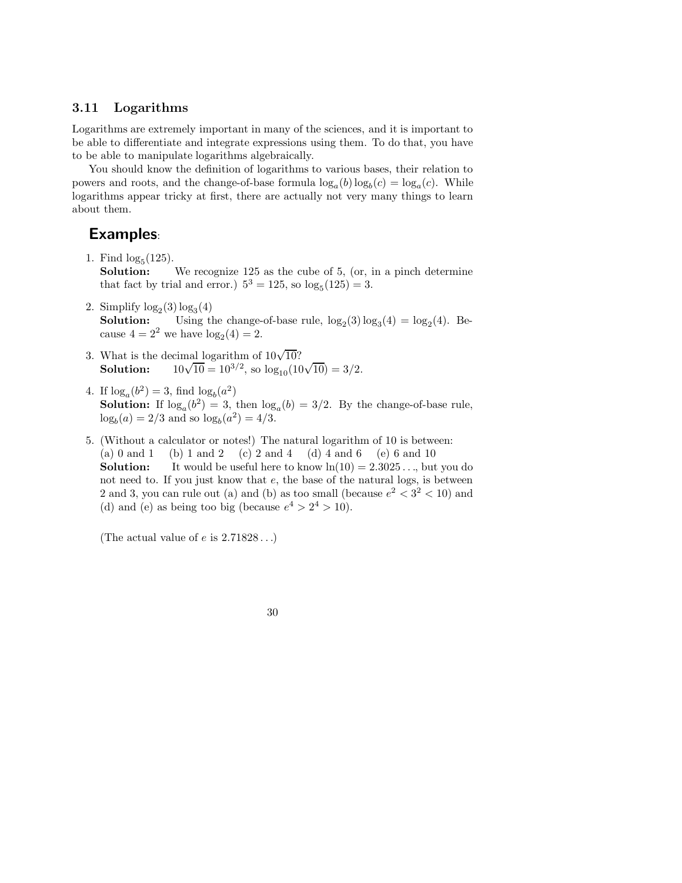### 3.11 Logarithms

Logarithms are extremely important in many of the sciences, and it is important to be able to differentiate and integrate expressions using them. To do that, you have to be able to manipulate logarithms algebraically.

You should know the definition of logarithms to various bases, their relation to powers and roots, and the change-of-base formula $\log_a(b)\log_b(c) = \log_a(c)$. While logarithms appear tricky at first, there are actually not very many things to learn about them.

## Examples:

1. Find $\log_5(125)$.
   **Solution:** We recognize 125 as the cube of 5, (or, in a pinch determine that fact by trial and error.) $5^3 = 125$, so $\log_5(125) = 3$.

2. Simplify $\log_2(3)\log_3(4)$
   **Solution:** Using the change-of-base rule, $\log_2(3)\log_3(4) = \log_2(4)$. Because $4 = 2^2$ we have $\log_2(4) = 2$.

3. What is the decimal logarithm of $10\sqrt{10}$?
   **Solution:** $10\sqrt{10} = 10^{3/2}$, so $\log_{10}(10\sqrt{10}) = 3/2$.

4. If $\log_a(b^2) = 3$, find $\log_b(a^2)$
   **Solution:** If $\log_a(b^2) = 3$, then $\log_a(b) = 3/2$. By the change-of-base rule, $\log_b(a) = 2/3$ and so $\log_b(a^2) = 4/3$.

5. (Without a calculator or notes!) The natural logarithm of 10 is between:
   (a) 0 and 1 (b) 1 and 2 (c) 2 and 4 (d) 4 and 6 (e) 6 and 10
   **Solution:** It would be useful here to know $\ln(10) = 2.3025\ldots$, but you do not need to. If you just know that $e$, the base of the natural logs, is between 2 and 3, you can rule out (a) and (b) as too small (because $e^2 < 3^2 < 10$) and (d) and (e) as being too big (because $e^4 > 2^4 > 10$).

   (The actual value of $e$ is $2.71828\ldots$)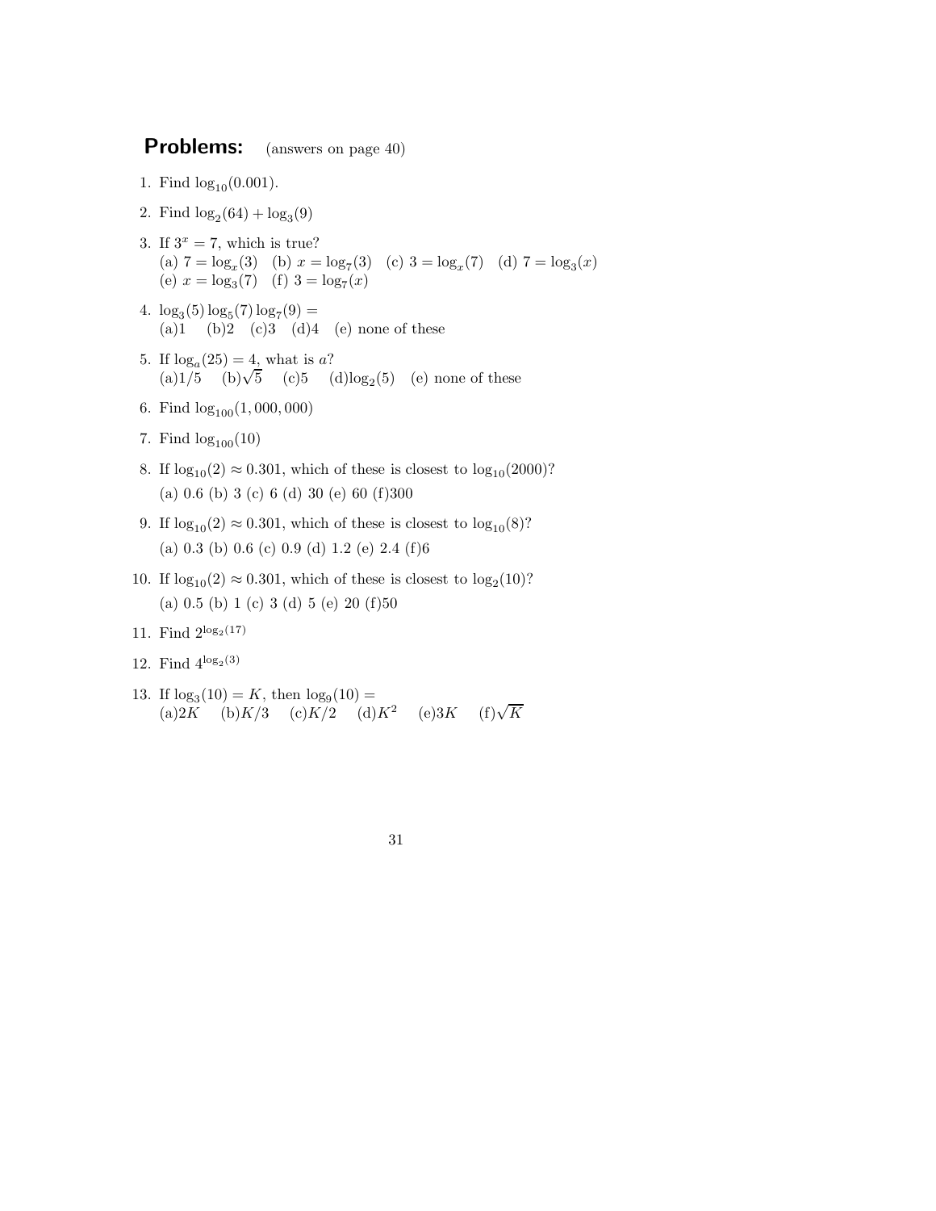## **Problems:** (answers on page 40)

1. Find $\log_{10}(0.001)$.

2. Find $\log_2(64) + \log_3(9)$

3. If $3^x = 7$, which is true?
   (a) $7 = \log_x(3)$ (b) $x = \log_7(3)$ (c) $3 = \log_x(7)$ (d) $7 = \log_3(x)$
   (e) $x = \log_3(7)$ (f) $3 = \log_7(x)$

4. $\log_3(5)\log_5(7)\log_7(9) =$
   (a)1 (b)2 (c)3 (d)4 (e) none of these

5. If $\log_a(25) = 4$, what is $a$?
   (a)1/5 (b)$\sqrt{5}$ (c)5 (d)$\log_2(5)$ (e) none of these

6. Find $\log_{100}(1,000,000)$

7. Find $\log_{100}(10)$

8. If $\log_{10}(2) \approx 0.301$, which of these is closest to $\log_{10}(2000)$?
   (a) 0.6 (b) 3 (c) 6 (d) 30 (e) 60 (f)300

9. If $\log_{10}(2) \approx 0.301$, which of these is closest to $\log_{10}(8)$?
   (a) 0.3 (b) 0.6 (c) 0.9 (d) 1.2 (e) 2.4 (f)6

10. If $\log_{10}(2) \approx 0.301$, which of these is closest to $\log_2(10)$?
    (a) 0.5 (b) 1 (c) 3 (d) 5 (e) 20 (f)50

11. Find $2^{\log_2(17)}$

12. Find $4^{\log_2(3)}$

13. If $\log_3(10) = K$, then $\log_9(10) =$
    (a)$2K$ (b)$K/3$ (c)$K/2$ (d)$K^2$ (e)$3K$ (f)$\sqrt{K}$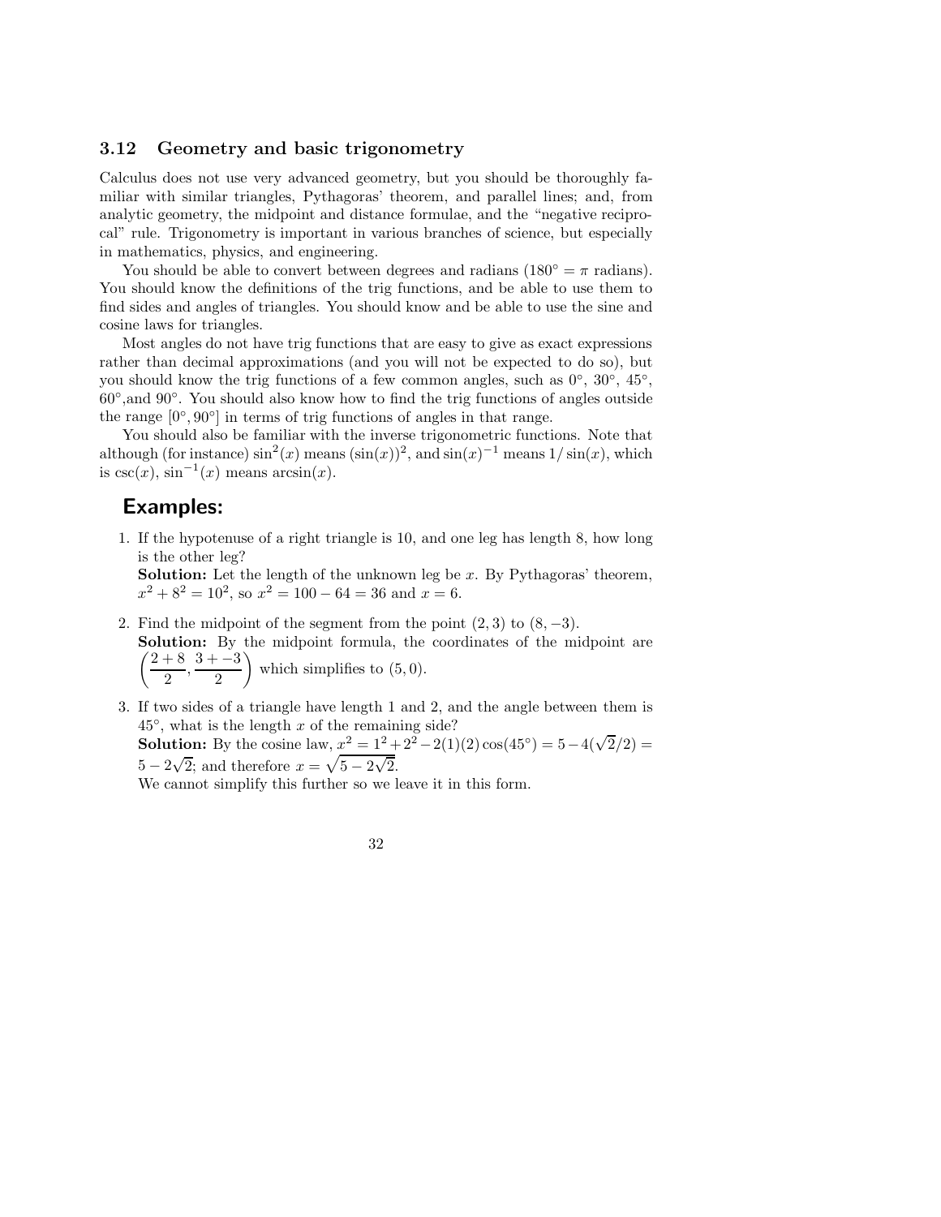### 3.12 Geometry and basic trigonometry

Calculus does not use very advanced geometry, but you should be thoroughly familiar with similar triangles, Pythagoras' theorem, and parallel lines; and, from analytic geometry, the midpoint and distance formulae, and the "negative reciprocal" rule. Trigonometry is important in various branches of science, but especially in mathematics, physics, and engineering.

You should be able to convert between degrees and radians ($180° = \pi$ radians). You should know the definitions of the trig functions, and be able to use them to find sides and angles of triangles. You should know and be able to use the sine and cosine laws for triangles.

Most angles do not have trig functions that are easy to give as exact expressions rather than decimal approximations (and you will not be expected to do so), but you should know the trig functions of a few common angles, such as $0°$, $30°$, $45°$, $60°$,and $90°$. You should also know how to find the trig functions of angles outside the range $[0°, 90°]$ in terms of trig functions of angles in that range.

You should also be familiar with the inverse trigonometric functions. Note that although (for instance) $\sin^2(x)$ means $(\sin(x))^2$, and $\sin(x)^{-1}$ means $1/\sin(x)$, which is $\csc(x)$, $\sin^{-1}(x)$ means $\arcsin(x)$.

## Examples:

1. If the hypotenuse of a right triangle is 10, and one leg has length 8, how long is the other leg?
   **Solution:** Let the length of the unknown leg be $x$. By Pythagoras' theorem, $x^2 + 8^2 = 10^2$, so $x^2 = 100 - 64 = 36$ and $x = 6$.

2. Find the midpoint of the segment from the point $(2, 3)$ to $(8, -3)$.
   **Solution:** By the midpoint formula, the coordinates of the midpoint are $\left(\frac{2+8}{2}, \frac{3+-3}{2}\right)$ which simplifies to $(5, 0)$.

3. If two sides of a triangle have length 1 and 2, and the angle between them is $45°$, what is the length $x$ of the remaining side?
   **Solution:** By the cosine law, $x^2 = 1^2 + 2^2 - 2(1)(2)\cos(45°) = 5 - 4(\sqrt{2}/2) = 5 - 2\sqrt{2}$; and therefore $x = \sqrt{5 - 2\sqrt{2}}$.
   We cannot simplify this further so we leave it in this form.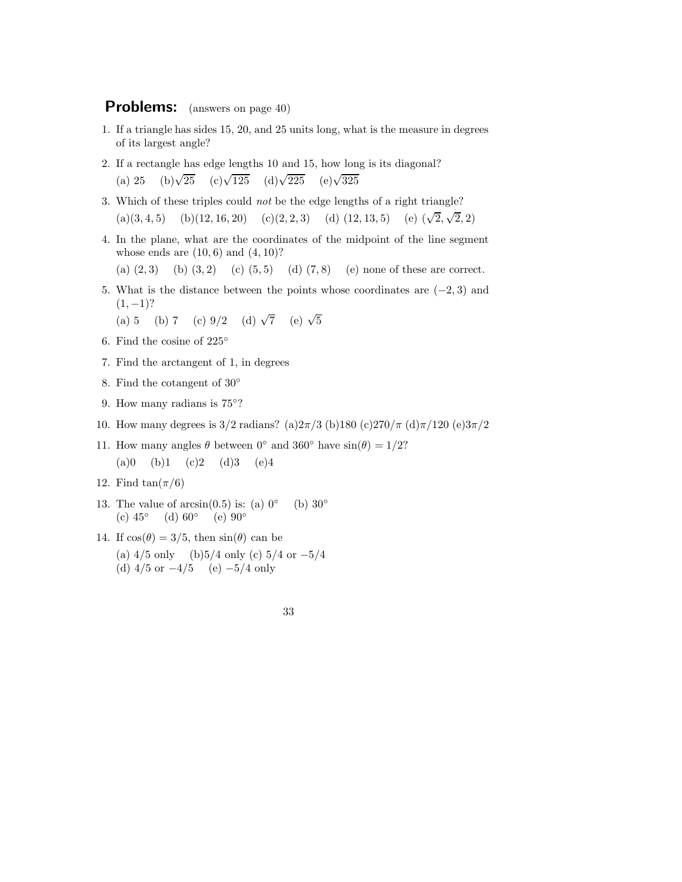## **Problems:** (answers on page 40)

1. If a triangle has sides 15, 20, and 25 units long, what is the measure in degrees of its largest angle?

2. If a rectangle has edge lengths 10 and 15, how long is its diagonal?
   (a) 25 (b)$\sqrt{25}$ (c)$\sqrt{125}$ (d)$\sqrt{225}$ (e)$\sqrt{325}$

3. Which of these triples could *not* be the edge lengths of a right triangle?
   (a)$(3, 4, 5)$ (b)$(12, 16, 20)$ (c)$(2, 2, 3)$ (d) $(12, 13, 5)$ (e) $(\sqrt{2}, \sqrt{2}, 2)$

4. In the plane, what are the coordinates of the midpoint of the line segment whose ends are $(10, 6)$ and $(4, 10)$?
   (a) $(2, 3)$ (b) $(3, 2)$ (c) $(5, 5)$ (d) $(7, 8)$ (e) none of these are correct.

5. What is the distance between the points whose coordinates are $(-2, 3)$ and $(1, -1)$?
   (a) 5 (b) 7 (c) $9/2$ (d) $\sqrt{7}$ (e) $\sqrt{5}$

6. Find the cosine of $225°$

7. Find the arctangent of 1, in degrees

8. Find the cotangent of $30°$

9. How many radians is $75°$?

10. How many degrees is $3/2$ radians? (a)$2\pi/3$ (b)180 (c)$270/\pi$ (d)$\pi/120$ (e)$3\pi/2$

11. How many angles $\theta$ between $0°$ and $360°$ have $\sin(\theta) = 1/2$?
    (a)0 (b)1 (c)2 (d)3 (e)4

12. Find $\tan(\pi/6)$

13. The value of $\arcsin(0.5)$ is: (a) $0°$ (b) $30°$
    (c) $45°$ (d) $60°$ (e) $90°$

14. If $\cos(\theta) = 3/5$, then $\sin(\theta)$ can be
    (a) $4/5$ only (b)$5/4$ only (c) $5/4$ or $-5/4$
    (d) $4/5$ or $-4/5$ (e) $-5/4$ only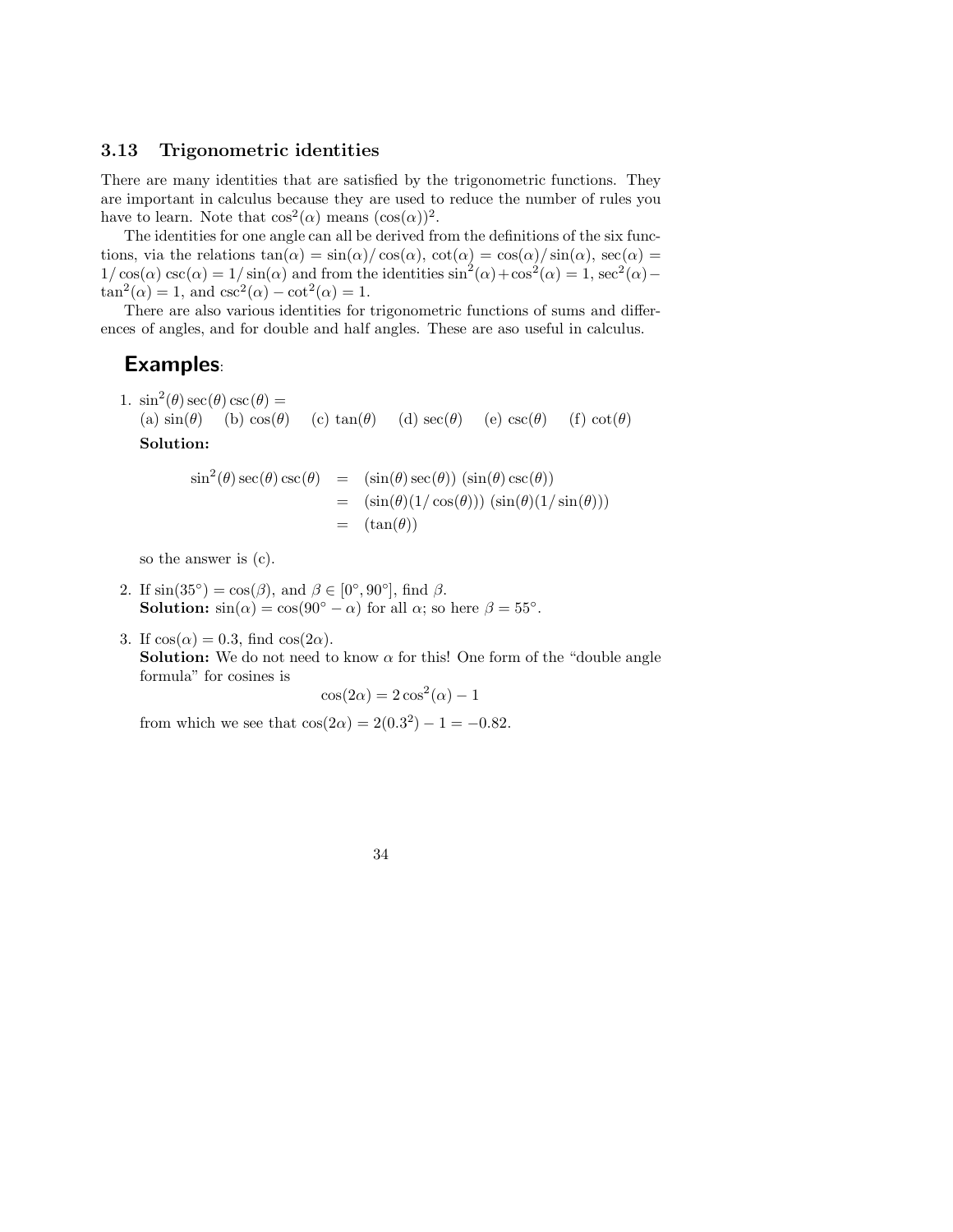### 3.13 Trigonometric identities

There are many identities that are satisfied by the trigonometric functions. They are important in calculus because they are used to reduce the number of rules you have to learn. Note that $\cos^2(\alpha)$ means $(\cos(\alpha))^2$.

The identities for one angle can all be derived from the definitions of the six functions, via the relations $\tan(\alpha) = \sin(\alpha)/\cos(\alpha)$, $\cot(\alpha) = \cos(\alpha)/\sin(\alpha)$, $\sec(\alpha) = 1/\cos(\alpha)$ $\csc(\alpha) = 1/\sin(\alpha)$ and from the identities $\sin^2(\alpha)+\cos^2(\alpha) = 1$, $\sec^2(\alpha) - \tan^2(\alpha) = 1$, and $\csc^2(\alpha) - \cot^2(\alpha) = 1$.

There are also various identities for trigonometric functions of sums and differences of angles, and for double and half angles. These are aso useful in calculus.

## Examples:

1. $\sin^2(\theta)\sec(\theta)\csc(\theta) =$
   (a) $\sin(\theta)$ (b) $\cos(\theta)$ (c) $\tan(\theta)$ (d) $\sec(\theta)$ (e) $\csc(\theta)$ (f) $\cot(\theta)$

   **Solution:**

   $$\begin{aligned} \sin^2(\theta)\sec(\theta)\csc(\theta) &= (\sin(\theta)\sec(\theta))\ (\sin(\theta)\csc(\theta)) \\ &= (\sin(\theta)(1/\cos(\theta)))\ (\sin(\theta)(1/\sin(\theta))) \\ &= (\tan(\theta)) \end{aligned}$$

   so the answer is (c).

2. If $\sin(35^\circ) = \cos(\beta)$, and $\beta \in [0^\circ, 90^\circ]$, find $\beta$.
   **Solution:** $\sin(\alpha) = \cos(90^\circ - \alpha)$ for all $\alpha$; so here $\beta = 55^\circ$.

3. If $\cos(\alpha) = 0.3$, find $\cos(2\alpha)$.
   **Solution:** We do not need to know $\alpha$ for this! One form of the "double angle formula" for cosines is

   $$\cos(2\alpha) = 2\cos^2(\alpha) - 1$$

   from which we see that $\cos(2\alpha) = 2(0.3^2) - 1 = -0.82$.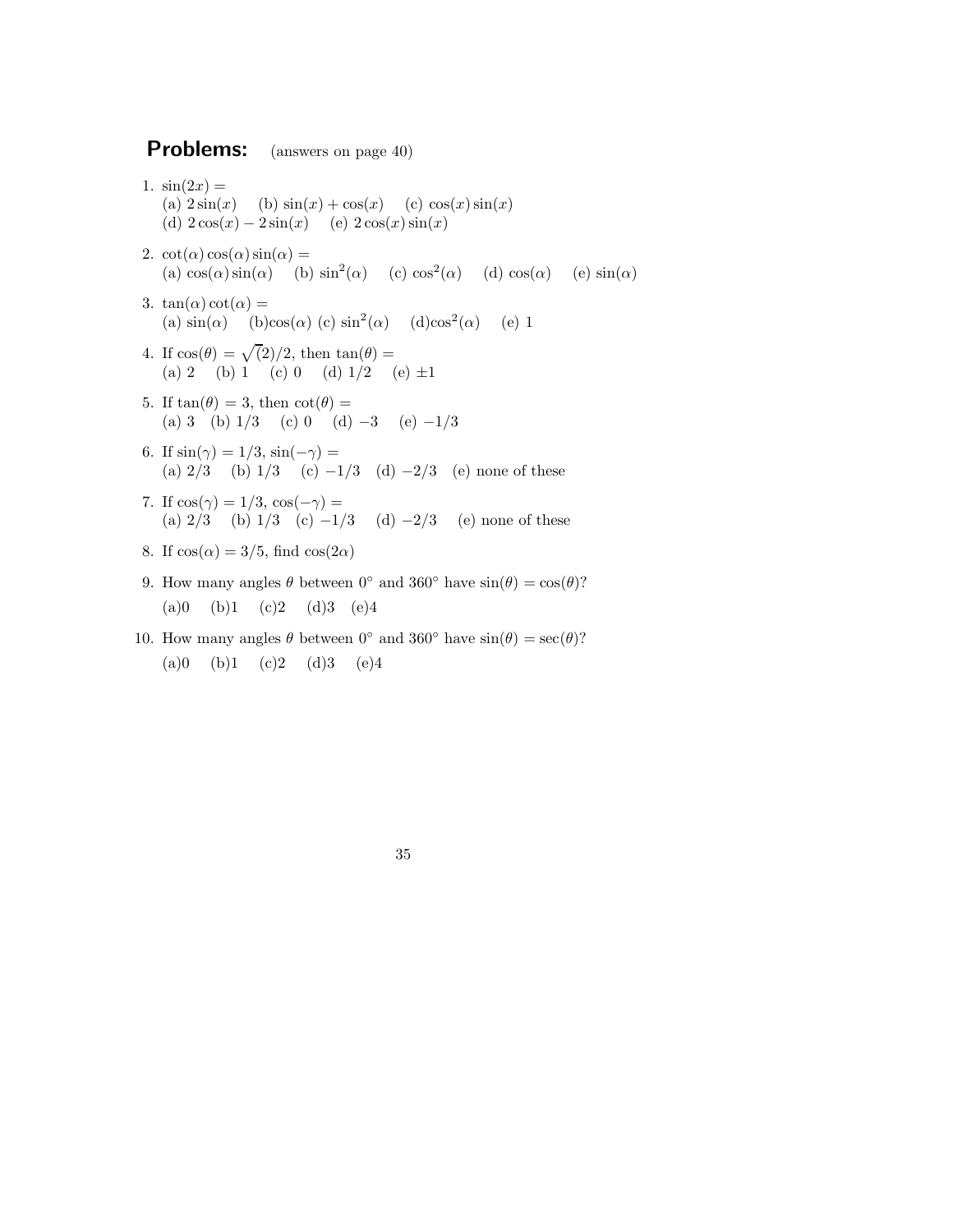## Problems: (answers on page 40)

1. $\sin(2x) =$
   (a) $2\sin(x)$ (b) $\sin(x) + \cos(x)$ (c) $\cos(x)\sin(x)$
   (d) $2\cos(x) - 2\sin(x)$ (e) $2\cos(x)\sin(x)$

2. $\cot(\alpha)\cos(\alpha)\sin(\alpha) =$
   (a) $\cos(\alpha)\sin(\alpha)$ (b) $\sin^2(\alpha)$ (c) $\cos^2(\alpha)$ (d) $\cos(\alpha)$ (e) $\sin(\alpha)$

3. $\tan(\alpha)\cot(\alpha) =$
   (a) $\sin(\alpha)$ (b)$\cos(\alpha)$ (c) $\sin^2(\alpha)$ (d)$\cos^2(\alpha)$ (e) 1

4. If $\cos(\theta) = \sqrt{(}2)/2$, then $\tan(\theta) =$
   (a) 2 (b) 1 (c) 0 (d) 1/2 (e) $\pm 1$

5. If $\tan(\theta) = 3$, then $\cot(\theta) =$
   (a) 3 (b) 1/3 (c) 0 (d) $-3$ (e) $-1/3$

6. If $\sin(\gamma) = 1/3$, $\sin(-\gamma) =$
   (a) 2/3 (b) 1/3 (c) $-1/3$ (d) $-2/3$ (e) none of these

7. If $\cos(\gamma) = 1/3$, $\cos(-\gamma) =$
   (a) 2/3 (b) 1/3 (c) $-1/3$ (d) $-2/3$ (e) none of these

8. If $\cos(\alpha) = 3/5$, find $\cos(2\alpha)$

9. How many angles $\theta$ between $0^\circ$ and $360^\circ$ have $\sin(\theta) = \cos(\theta)$?

   (a)0 (b)1 (c)2 (d)3 (e)4

10. How many angles $\theta$ between $0^\circ$ and $360^\circ$ have $\sin(\theta) = \sec(\theta)$?

    (a)0 (b)1 (c)2 (d)3 (e)4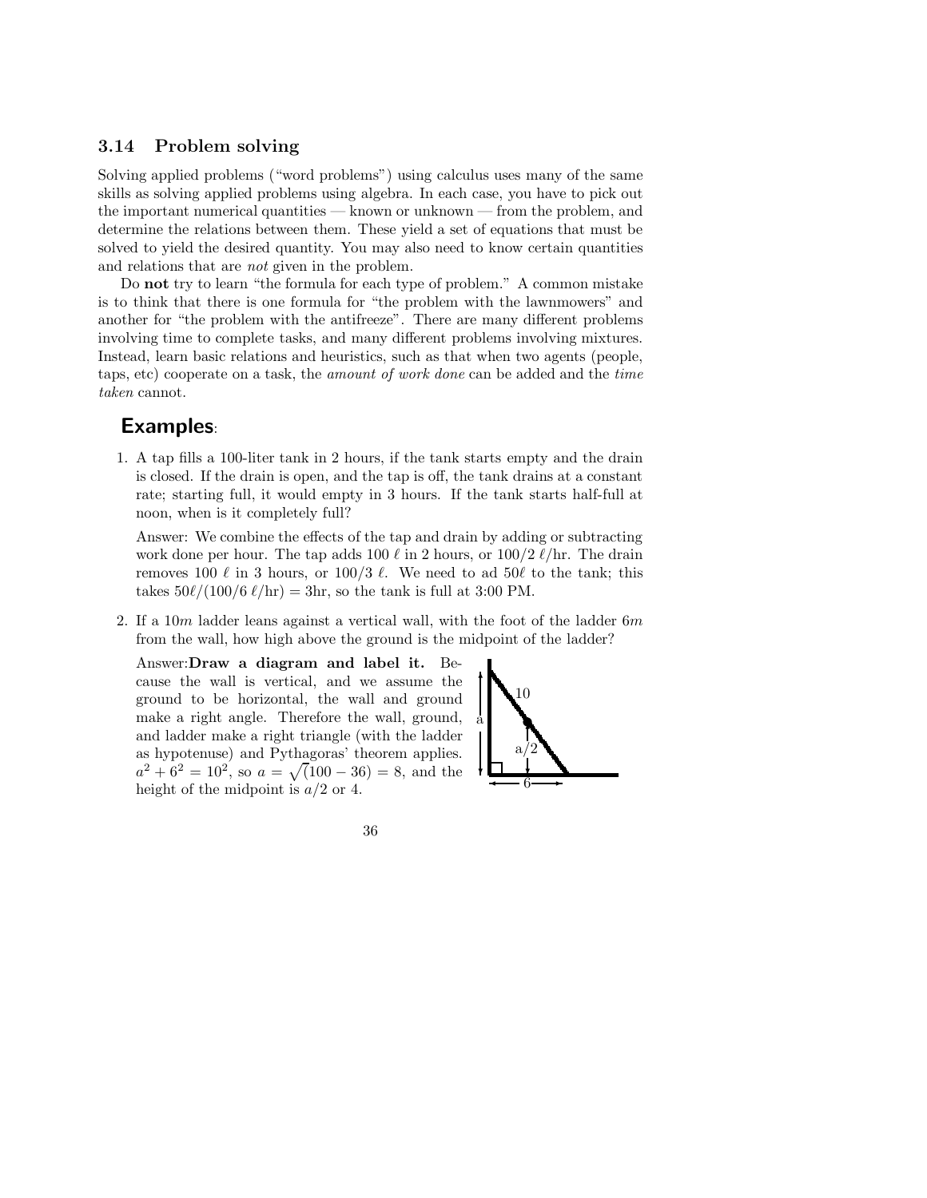### 3.14 Problem solving

Solving applied problems ("word problems") using calculus uses many of the same skills as solving applied problems using algebra. In each case, you have to pick out the important numerical quantities — known or unknown — from the problem, and determine the relations between them. These yield a set of equations that must be solved to yield the desired quantity. You may also need to know certain quantities and relations that are *not* given in the problem.

Do **not** try to learn "the formula for each type of problem." A common mistake is to think that there is one formula for "the problem with the lawnmowers" and another for "the problem with the antifreeze". There are many different problems involving time to complete tasks, and many different problems involving mixtures. Instead, learn basic relations and heuristics, such as that when two agents (people, taps, etc) cooperate on a task, the *amount of work done* can be added and the *time taken* cannot.

## Examples:

1. A tap fills a 100-liter tank in 2 hours, if the tank starts empty and the drain is closed. If the drain is open, and the tap is off, the tank drains at a constant rate; starting full, it would empty in 3 hours. If the tank starts half-full at noon, when is it completely full?

   Answer: We combine the effects of the tap and drain by adding or subtracting work done per hour. The tap adds 100 $\ell$ in 2 hours, or $100/2\ \ell$/hr. The drain removes 100 $\ell$ in 3 hours, or $100/3\ \ell$. We need to ad $50\ell$ to the tank; this takes $50\ell/(100/6\ \ell/\text{hr}) = 3\text{hr}$, so the tank is full at 3:00 PM.

2. If a $10m$ ladder leans against a vertical wall, with the foot of the ladder $6m$ from the wall, how high above the ground is the midpoint of the ladder?

   Answer: **Draw a diagram and label it.** Because the wall is vertical, and we assume the ground to be horizontal, the wall and ground make a right angle. Therefore the wall, ground, and ladder make a right triangle (with the ladder as hypotenuse) and Pythagoras' theorem applies. $a^2 + 6^2 = 10^2$, so $a = \sqrt{(}100 - 36) = 8$, and the height of the midpoint is $a/2$ or 4.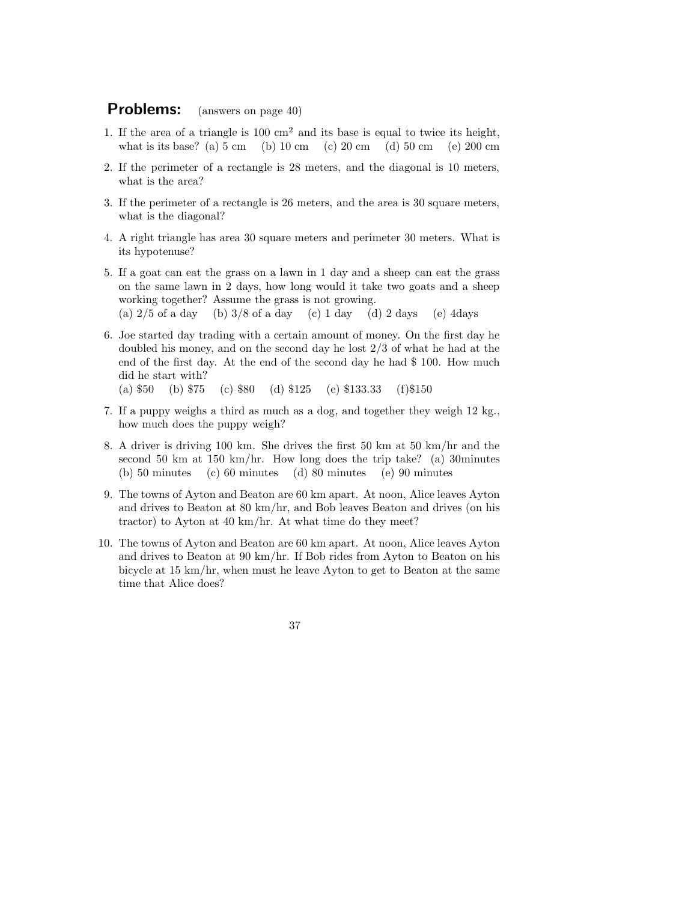## Problems: (answers on page 40)

1. If the area of a triangle is 100 $\text{cm}^2$ and its base is equal to twice its height, what is its base? (a) 5 cm (b) 10 cm (c) 20 cm (d) 50 cm (e) 200 cm

2. If the perimeter of a rectangle is 28 meters, and the diagonal is 10 meters, what is the area?

3. If the perimeter of a rectangle is 26 meters, and the area is 30 square meters, what is the diagonal?

4. A right triangle has area 30 square meters and perimeter 30 meters. What is its hypotenuse?

5. If a goat can eat the grass on a lawn in 1 day and a sheep can eat the grass on the same lawn in 2 days, how long would it take two goats and a sheep working together? Assume the grass is not growing.
   (a) 2/5 of a day (b) 3/8 of a day (c) 1 day (d) 2 days (e) 4days

6. Joe started day trading with a certain amount of money. On the first day he doubled his money, and on the second day he lost 2/3 of what he had at the end of the first day. At the end of the second day he had \$ 100. How much did he start with?
   (a) \$50 (b) \$75 (c) \$80 (d) \$125 (e) \$133.33 (f)\$150

7. If a puppy weighs a third as much as a dog, and together they weigh 12 kg., how much does the puppy weigh?

8. A driver is driving 100 km. She drives the first 50 km at 50 km/hr and the second 50 km at 150 km/hr. How long does the trip take? (a) 30minutes (b) 50 minutes (c) 60 minutes (d) 80 minutes (e) 90 minutes

9. The towns of Ayton and Beaton are 60 km apart. At noon, Alice leaves Ayton and drives to Beaton at 80 km/hr, and Bob leaves Beaton and drives (on his tractor) to Ayton at 40 km/hr. At what time do they meet?

10. The towns of Ayton and Beaton are 60 km apart. At noon, Alice leaves Ayton and drives to Beaton at 90 km/hr. If Bob rides from Ayton to Beaton on his bicycle at 15 km/hr, when must he leave Ayton to get to Beaton at the same time that Alice does?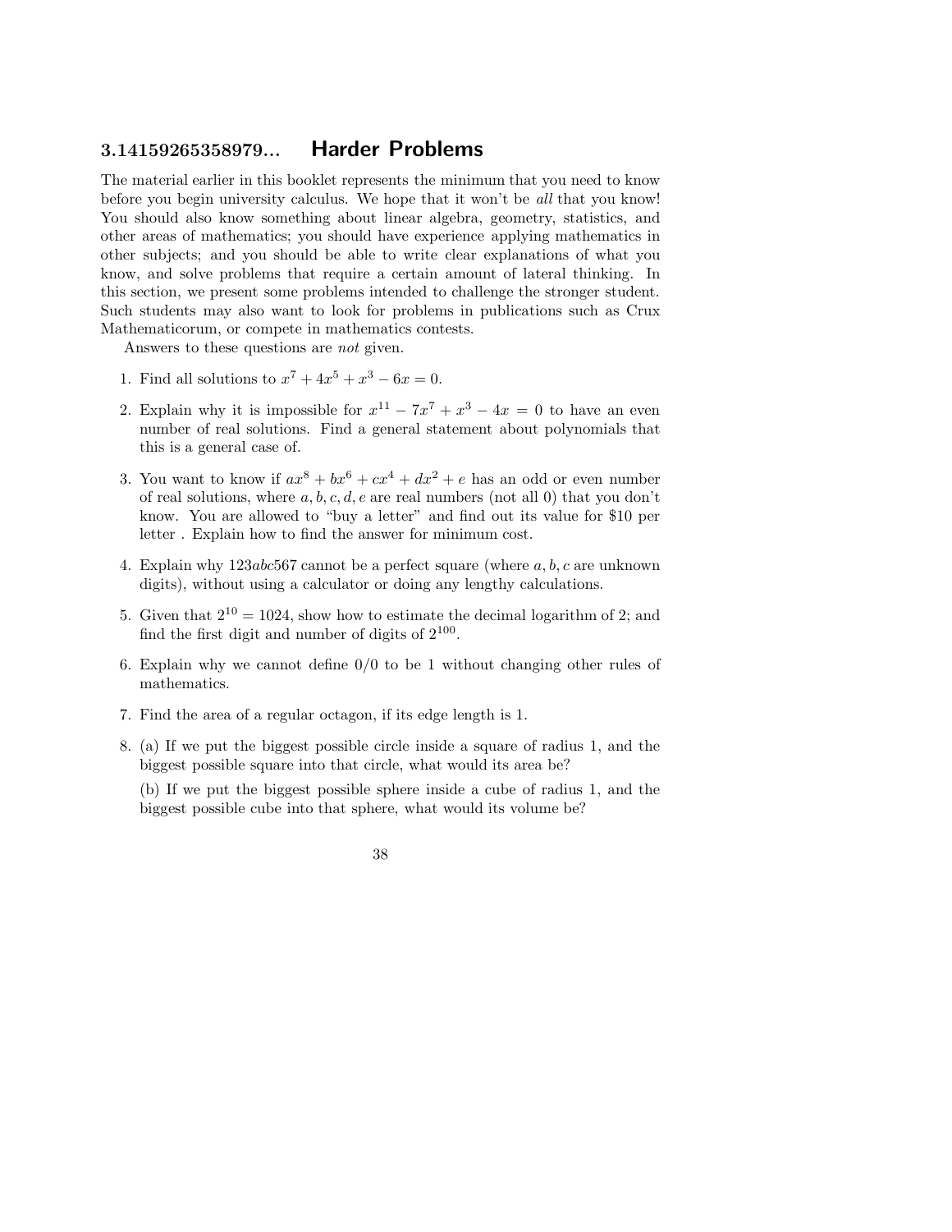## 3.14159265358979... Harder Problems

The material earlier in this booklet represents the minimum that you need to know before you begin university calculus. We hope that it won't be *all* that you know! You should also know something about linear algebra, geometry, statistics, and other areas of mathematics; you should have experience applying mathematics in other subjects; and you should be able to write clear explanations of what you know, and solve problems that require a certain amount of lateral thinking. In this section, we present some problems intended to challenge the stronger student. Such students may also want to look for problems in publications such as Crux Mathematicorum, or compete in mathematics contests.

Answers to these questions are *not* given.

1. Find all solutions to $x^7 + 4x^5 + x^3 - 6x = 0$.

2. Explain why it is impossible for $x^{11} - 7x^7 + x^3 - 4x = 0$ to have an even number of real solutions. Find a general statement about polynomials that this is a general case of.

3. You want to know if $ax^8 + bx^6 + cx^4 + dx^2 + e$ has an odd or even number of real solutions, where $a, b, c, d, e$ are real numbers (not all 0) that you don't know. You are allowed to "buy a letter" and find out its value for \$10 per letter . Explain how to find the answer for minimum cost.

4. Explain why $123abc567$ cannot be a perfect square (where $a, b, c$ are unknown digits), without using a calculator or doing any lengthy calculations.

5. Given that $2^{10} = 1024$, show how to estimate the decimal logarithm of 2; and find the first digit and number of digits of $2^{100}$.

6. Explain why we cannot define $0/0$ to be 1 without changing other rules of mathematics.

7. Find the area of a regular octagon, if its edge length is 1.

8. (a) If we put the biggest possible circle inside a square of radius 1, and the biggest possible square into that circle, what would its area be?

   (b) If we put the biggest possible sphere inside a cube of radius 1, and the biggest possible cube into that sphere, what would its volume be?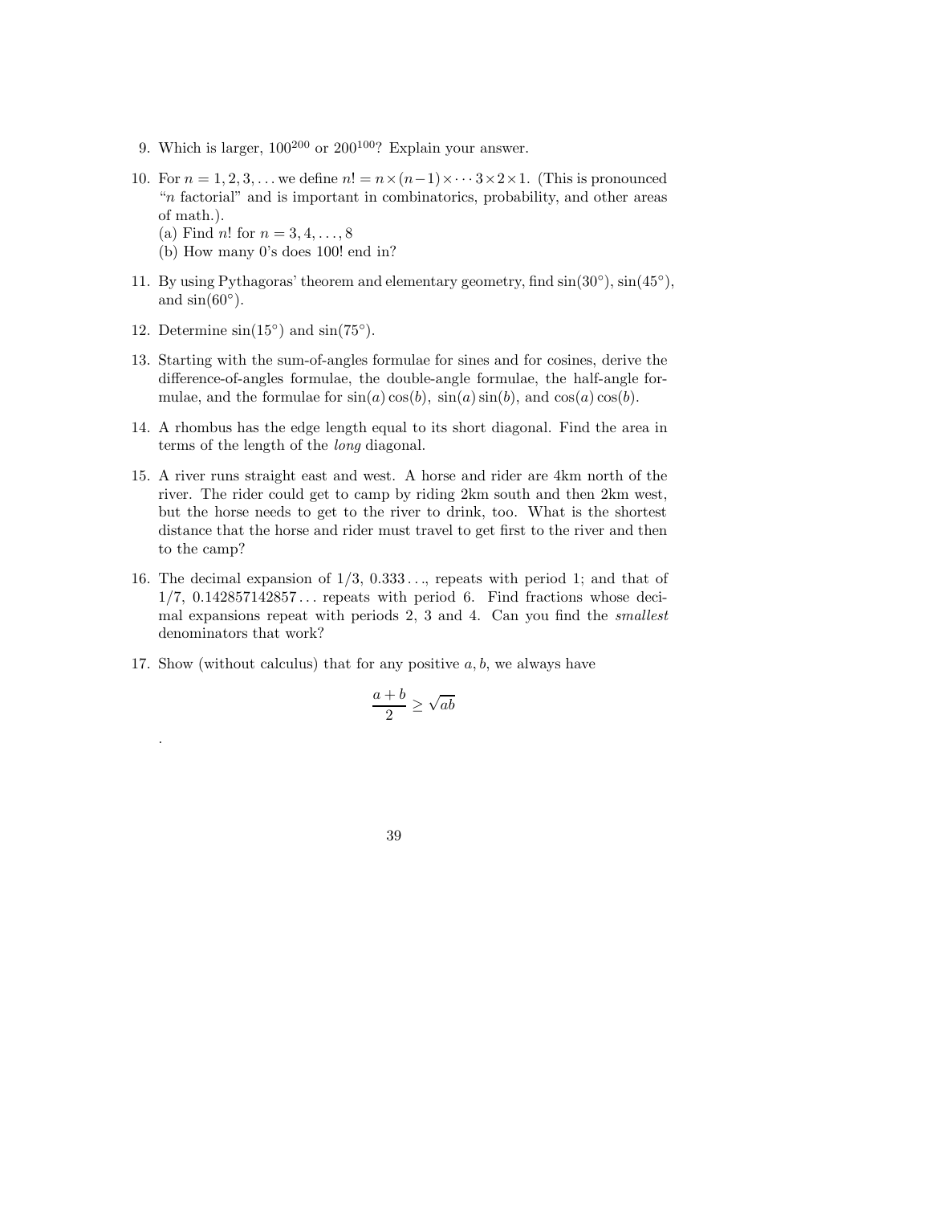9. Which is larger, $100^{200}$ or $200^{100}$? Explain your answer.

10. For $n = 1, 2, 3, \ldots$ we define $n! = n \times (n-1) \times \cdots 3 \times 2 \times 1$. (This is pronounced "$n$ factorial" and is important in combinatorics, probability, and other areas of math.).
    (a) Find $n!$ for $n = 3, 4, \ldots, 8$
    (b) How many 0's does 100! end in?

11. By using Pythagoras' theorem and elementary geometry, find $\sin(30°)$, $\sin(45°)$, and $\sin(60°)$.

12. Determine $\sin(15°)$ and $\sin(75°)$.

13. Starting with the sum-of-angles formulae for sines and for cosines, derive the difference-of-angles formulae, the double-angle formulae, the half-angle formulae, and the formulae for $\sin(a)\cos(b)$, $\sin(a)\sin(b)$, and $\cos(a)\cos(b)$.

14. A rhombus has the edge length equal to its short diagonal. Find the area in terms of the length of the *long* diagonal.

15. A river runs straight east and west. A horse and rider are 4km north of the river. The rider could get to camp by riding 2km south and then 2km west, but the horse needs to get to the river to drink, too. What is the shortest distance that the horse and rider must travel to get first to the river and then to the camp?

16. The decimal expansion of 1/3, 0.333..., repeats with period 1; and that of 1/7, 0.142857142857... repeats with period 6. Find fractions whose decimal expansions repeat with periods 2, 3 and 4. Can you find the *smallest* denominators that work?

17. Show (without calculus) that for any positive $a, b$, we always have

$$\frac{a+b}{2} \geq \sqrt{ab}$$

.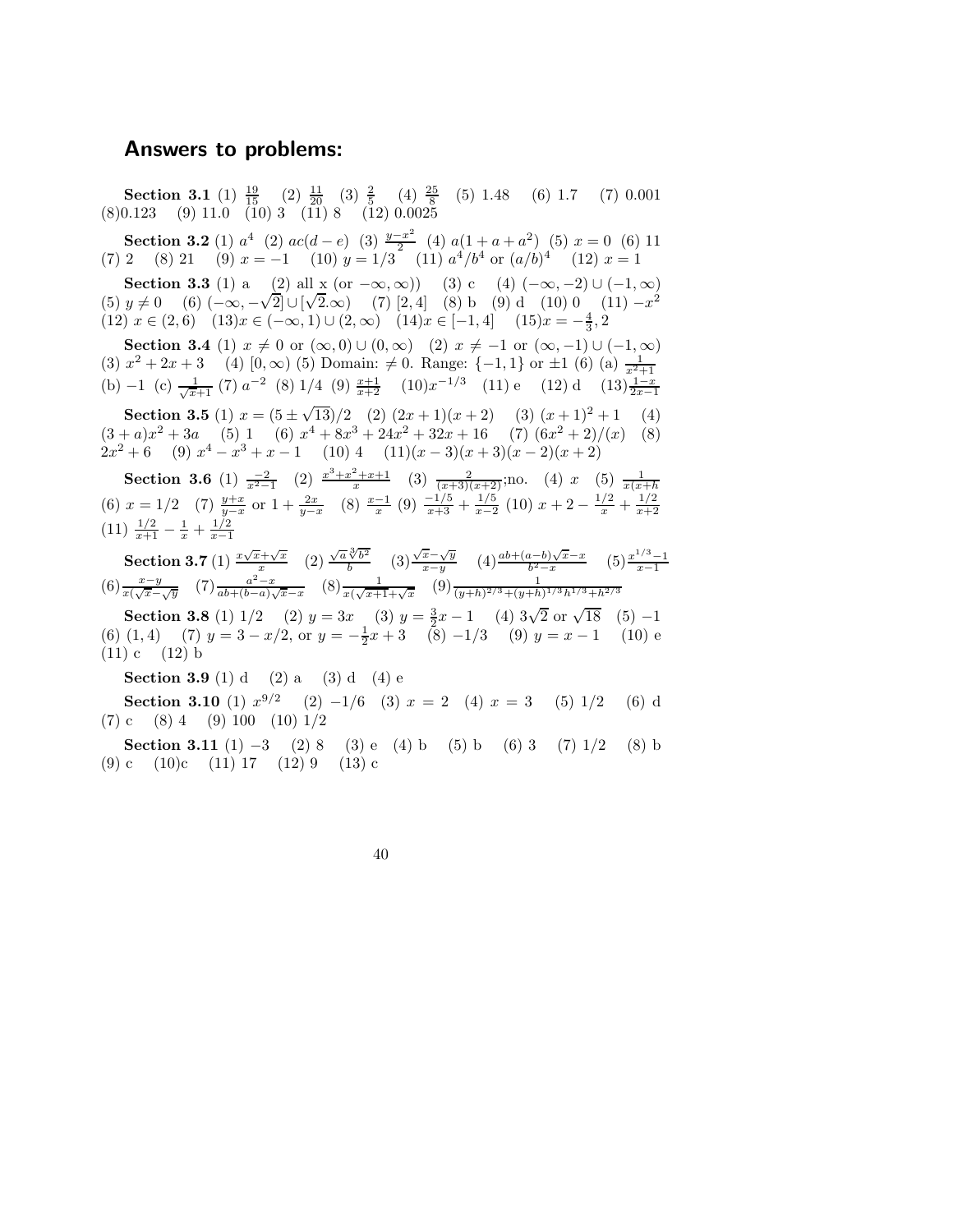## Answers to problems:

**Section 3.1** (1) $\frac{19}{15}$ (2) $\frac{11}{20}$ (3) $\frac{2}{5}$ (4) $\frac{25}{8}$ (5) 1.48 (6) 1.7 (7) 0.001 (8)0.123 (9) 11.0 (10) 3 (11) 8 (12) 0.0025

**Section 3.2** (1) $a^4$ (2) $ac(d-e)$ (3) $\frac{y-x^2}{2}$ (4) $a(1+a+a^2)$ (5) $x=0$ (6) 11 (7) 2 (8) 21 (9) $x=-1$ (10) $y=1/3$ (11) $a^4/b^4$ or $(a/b)^4$ (12) $x=1$

**Section 3.3** (1) a (2) all x (or $-\infty,\infty$)) (3) c (4) $(-\infty,-2)\cup(-1,\infty)$ (5) $y\neq 0$ (6) $(-\infty,-\sqrt{2}]\cup[\sqrt{2}.\infty)$ (7) $[2,4]$ (8) b (9) d (10) 0 (11) $-x^2$ (12) $x\in(2,6)$ (13)$x\in(-\infty,1)\cup(2,\infty)$ (14)$x\in[-1,4]$ (15)$x=-\frac{4}{3},2$

**Section 3.4** (1) $x\neq 0$ or $(\infty,0)\cup(0,\infty)$ (2) $x\neq -1$ or $(\infty,-1)\cup(-1,\infty)$ (3) $x^2+2x+3$ (4) $[0,\infty)$ (5) Domain: $\neq 0$. Range: $\{-1,1\}$ or $\pm 1$ (6) (a) $\frac{1}{x^2+1}$ (b) $-1$ (c) $\frac{1}{\sqrt{x}+1}$ (7) $a^{-2}$ (8) 1/4 (9) $\frac{x+1}{x+2}$ (10)$x^{-1/3}$ (11) e (12) d (13)$\frac{1-x}{2x-1}$

**Section 3.5** (1) $x=(5\pm\sqrt{13})/2$ (2) $(2x+1)(x+2)$ (3) $(x+1)^2+1$ (4) $(3+a)x^2+3a$ (5) 1 (6) $x^4+8x^3+24x^2+32x+16$ (7) $(6x^2+2)/(x)$ (8) $2x^2+6$ (9) $x^4-x^3+x-1$ (10) 4 (11)$(x-3)(x+3)(x-2)(x+2)$

**Section 3.6** (1) $\frac{-2}{x^2-1}$ (2) $\frac{x^3+x^2+x+1}{x}$ (3) $\frac{2}{(x+3)(x+2)}$;no. (4) $x$ (5) $\frac{1}{x(x+h}$ (6) $x=1/2$ (7) $\frac{y+x}{y-x}$ or $1+\frac{2x}{y-x}$ (8) $\frac{x-1}{x}$ (9) $\frac{-1/5}{x+3}+\frac{1/5}{x-2}$ (10) $x+2-\frac{1/2}{x}+\frac{1/2}{x+2}$ (11) $\frac{1/2}{x+1}-\frac{1}{x}+\frac{1/2}{x-1}$

**Section 3.7** (1) $\frac{x\sqrt{x}+\sqrt{x}}{x}$ (2) $\frac{\sqrt{a}\sqrt[3]{b^2}}{b}$ (3)$\frac{\sqrt{x}-\sqrt{y}}{x-y}$ (4)$\frac{ab+(a-b)\sqrt{x}-x}{b^2-x}$ (5)$\frac{x^{1/3}-1}{x-1}$ (6)$\frac{x-y}{x(\sqrt{x}-\sqrt{y}}$ (7)$\frac{a^2-x}{ab+(b-a)\sqrt{x}-x}$ (8)$\frac{1}{x(\sqrt{x+1}+\sqrt{x}}$ (9)$\frac{1}{(y+h)^{2/3}+(y+h)^{1/3}h^{1/3}+h^{2/3}}$

**Section 3.8** (1) 1/2 (2) $y=3x$ (3) $y=\frac{3}{2}x-1$ (4) $3\sqrt{2}$ or $\sqrt{18}$ (5) $-1$ (6) $(1,4)$ (7) $y=3-x/2$, or $y=-\frac{1}{2}x+3$ (8) $-1/3$ (9) $y=x-1$ (10) e (11) c (12) b

**Section 3.9** (1) d (2) a (3) d (4) e

**Section 3.10** (1) $x^{9/2}$ (2) $-1/6$ (3) $x=2$ (4) $x=3$ (5) 1/2 (6) d (7) c (8) 4 (9) 100 (10) 1/2

**Section 3.11** (1) $-3$ (2) 8 (3) e (4) b (5) b (6) 3 (7) 1/2 (8) b (9) c (10)c (11) 17 (12) 9 (13) c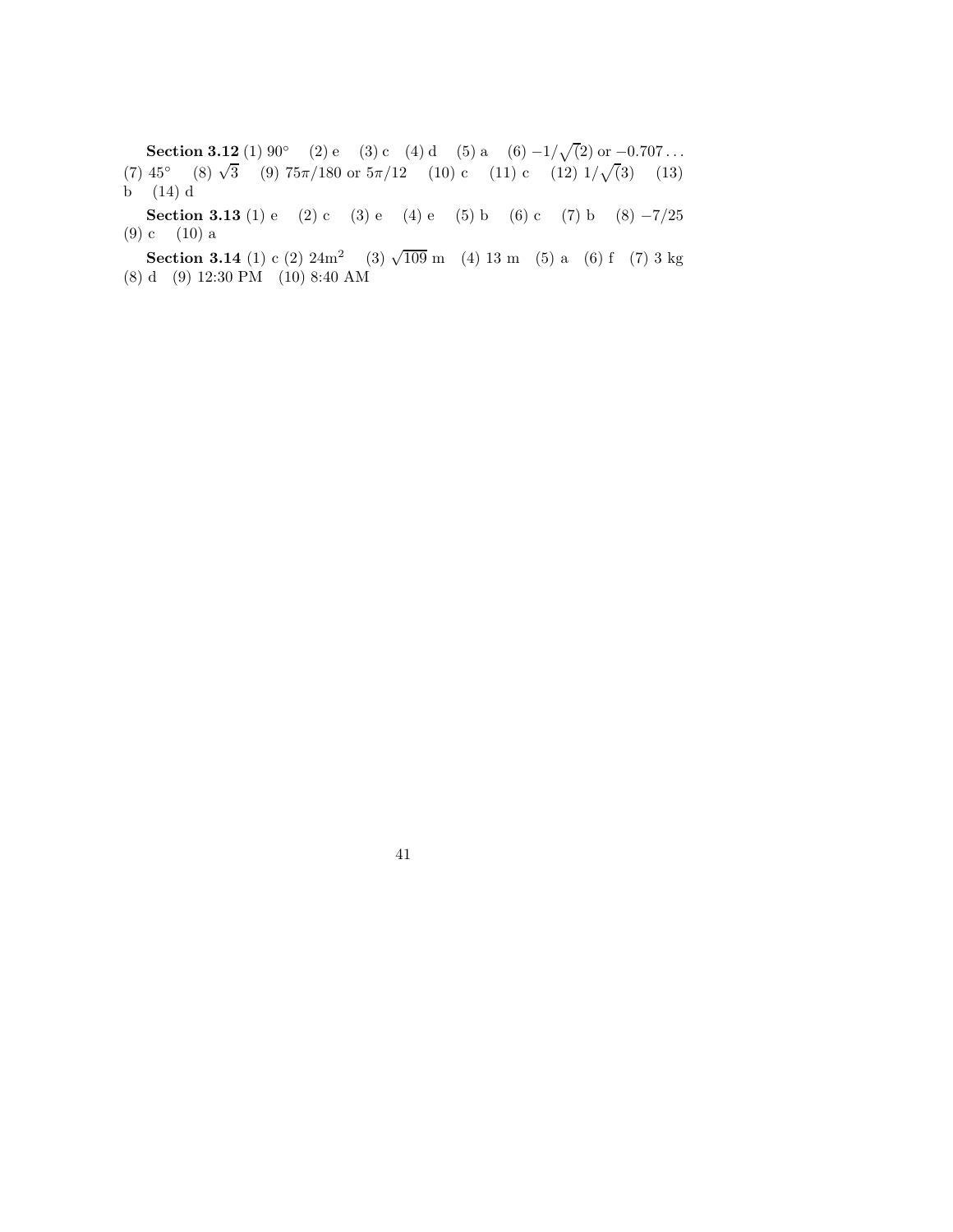**Section 3.12** (1) $90^\circ$ (2) e (3) c (4) d (5) a (6) $-1/\sqrt(2)$ or $-0.707\ldots$ (7) $45^\circ$ (8) $\sqrt{3}$ (9) $75\pi/180$ or $5\pi/12$ (10) c (11) c (12) $1/\sqrt(3)$ (13) b (14) d

**Section 3.13** (1) e (2) c (3) e (4) e (5) b (6) c (7) b (8) $-7/25$ (9) c (10) a

**Section 3.14** (1) c (2) $24\text{m}^2$ (3) $\sqrt{109}$ m (4) 13 m (5) a (6) f (7) 3 kg (8) d (9) 12:30 PM (10) 8:40 AM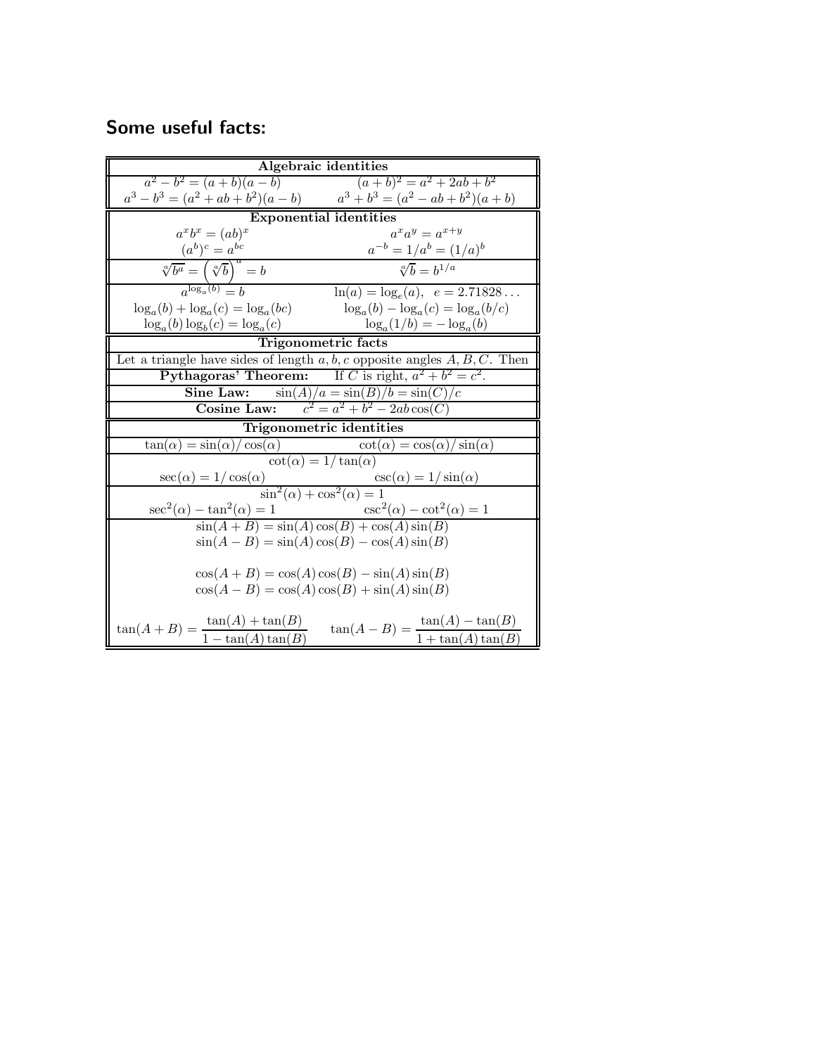## Some useful facts:

| **Algebraic identities** | |
|---|---|
| $a^2 - b^2 = (a+b)(a-b)$ | $(a+b)^2 = a^2 + 2ab + b^2$ |
| $a^3 - b^3 = (a^2 + ab + b^2)(a-b)$ | $a^3 + b^3 = (a^2 - ab + b^2)(a+b)$ |
| **Exponential identities** | |
| $a^x b^x = (ab)^x$ | $a^x a^y = a^{x+y}$ |
| $(a^b)^c = a^{bc}$ | $a^{-b} = 1/a^b = (1/a)^b$ |
| $\sqrt[a]{b^a} = \left(\sqrt[a]{b}\right)^a = b$ | $\sqrt[a]{b} = b^{1/a}$ |
| $a^{\log_a(b)} = b$ | $\ln(a) = \log_e(a), \quad e = 2.71828\ldots$ |
| $\log_a(b) + \log_a(c) = \log_a(bc)$ | $\log_a(b) - \log_a(c) = \log_a(b/c)$ |
| $\log_a(b)\log_b(c) = \log_a(c)$ | $\log_a(1/b) = -\log_a(b)$ |
| **Trigonometric facts** | |
| Let a triangle have sides of length $a, b, c$ opposite angles $A, B, C$. Then | |
| **Pythagoras' Theorem:** If $C$ is right, $a^2 + b^2 = c^2$. | |
| **Sine Law:** $\sin(A)/a = \sin(B)/b = \sin(C)/c$ | |
| **Cosine Law:** $c^2 = a^2 + b^2 - 2ab\cos(C)$ | |
| **Trigonometric identities** | |
| $\tan(\alpha) = \sin(\alpha)/\cos(\alpha)$ | $\cot(\alpha) = \cos(\alpha)/\sin(\alpha)$ |
| $\cot(\alpha) = 1/\tan(\alpha)$ | |
| $\sec(\alpha) = 1/\cos(\alpha)$ | $\csc(\alpha) = 1/\sin(\alpha)$ |
| $\sin^2(\alpha) + \cos^2(\alpha) = 1$ | |
| $\sec^2(\alpha) - \tan^2(\alpha) = 1$ | $\csc^2(\alpha) - \cot^2(\alpha) = 1$ |
| $\sin(A+B) = \sin(A)\cos(B) + \cos(A)\sin(B)$ | |
| $\sin(A-B) = \sin(A)\cos(B) - \cos(A)\sin(B)$ | |
| $\cos(A+B) = \cos(A)\cos(B) - \sin(A)\sin(B)$ | |
| $\cos(A-B) = \cos(A)\cos(B) + \sin(A)\sin(B)$ | |
| $\tan(A+B) = \dfrac{\tan(A) + \tan(B)}{1 - \tan(A)\tan(B)}$ | $\tan(A-B) = \dfrac{\tan(A) - \tan(B)}{1 + \tan(A)\tan(B)}$ |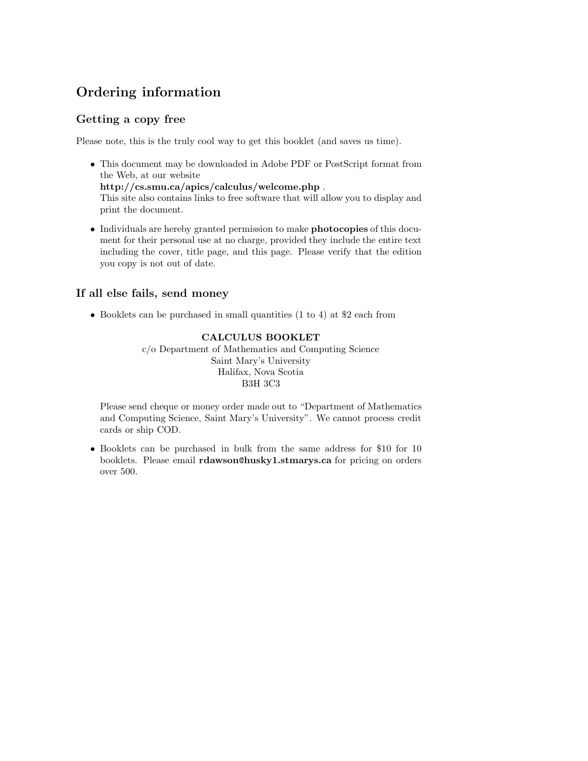# Ordering information

## Getting a copy free

Please note, this is the truly cool way to get this booklet (and saves us time).

- This document may be downloaded in Adobe PDF or PostScript format from the Web, at our website **http://cs.smu.ca/apics/calculus/welcome.php** . This site also contains links to free software that will allow you to display and print the document.

- Individuals are hereby granted permission to make **photocopies** of this document for their personal use at no charge, provided they include the entire text including the cover, title page, and this page. Please verify that the edition you copy is not out of date.

## If all else fails, send money

- Booklets can be purchased in small quantities (1 to 4) at $2 each from

  **CALCULUS BOOKLET**
  c/o Department of Mathematics and Computing Science
  Saint Mary's University
  Halifax, Nova Scotia
  B3H 3C3

  Please send cheque or money order made out to "Department of Mathematics and Computing Science, Saint Mary's University". We cannot process credit cards or ship COD.

- Booklets can be purchased in bulk from the same address for $10 for 10 booklets. Please email **rdawson@husky1.stmarys.ca** for pricing on orders over 500.